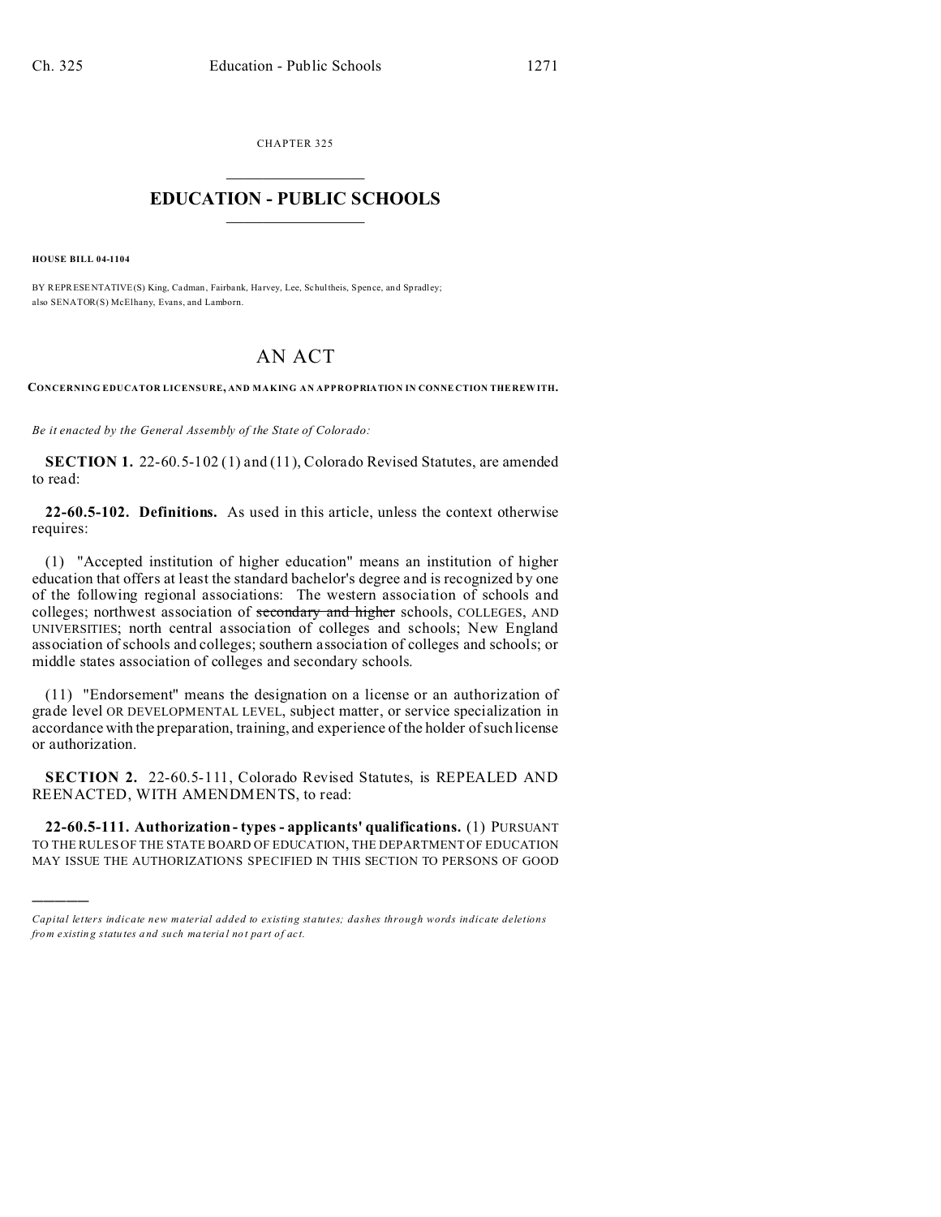CHAPTER 325

# EDUCATION - PUBLIC SCHOOLS

**HOUSE BILL 04-1104**

BY REPRESENTATIVE(S) King, Cadman, Fairbank, Harvey, Lee, Schultheis, Spence, and Spradley; also SENATOR(S) McElhany, Evans, and Lamborn.

# AN ACT

**CONCERNING EDUCATOR LICENSURE, AND MAKING AN APPROPRIATION IN CONNECTION THEREWITH.**

*Be it enacted by the General Assembly of the State of Colorado:*

**SECTION 1.** 22-60.5-102 (1) and (11), Colorado Revised Statutes, are amended to read:

**22-60.5-102. Definitions.** As used in this article, unless the context otherwise requires:

(1) "Accepted institution of higher education" means an institution of higher education that offers at least the standard bachelor's degree and is recognized by one of the following regional associations: The western association of schools and colleges; northwest association of ~~secondary and higher~~ schools, COLLEGES, AND UNIVERSITIES; north central association of colleges and schools; New England association of schools and colleges; southern association of colleges and schools; or middle states association of colleges and secondary schools.

(11) "Endorsement" means the designation on a license or an authorization of grade level OR DEVELOPMENTAL LEVEL, subject matter, or service specialization in accordance with the preparation, training, and experience of the holder of such license or authorization.

**SECTION 2.** 22-60.5-111, Colorado Revised Statutes, is REPEALED AND REENACTED, WITH AMENDMENTS, to read:

**22-60.5-111. Authorization - types - applicants' qualifications.** (1) PURSUANT TO THE RULES OF THE STATE BOARD OF EDUCATION, THE DEPARTMENT OF EDUCATION MAY ISSUE THE AUTHORIZATIONS SPECIFIED IN THIS SECTION TO PERSONS OF GOOD

---

*Capital letters indicate new material added to existing statutes; dashes through words indicate deletions from existing statutes and such material not part of act.*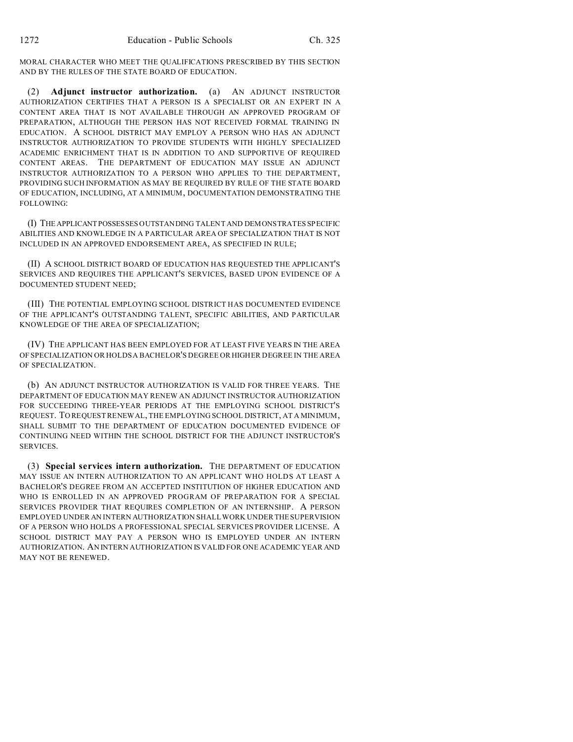MORAL CHARACTER WHO MEET THE QUALIFICATIONS PRESCRIBED BY THIS SECTION AND BY THE RULES OF THE STATE BOARD OF EDUCATION.

(2) **Adjunct instructor authorization.** (a) AN ADJUNCT INSTRUCTOR AUTHORIZATION CERTIFIES THAT A PERSON IS A SPECIALIST OR AN EXPERT IN A CONTENT AREA THAT IS NOT AVAILABLE THROUGH AN APPROVED PROGRAM OF PREPARATION, ALTHOUGH THE PERSON HAS NOT RECEIVED FORMAL TRAINING IN EDUCATION. A SCHOOL DISTRICT MAY EMPLOY A PERSON WHO HAS AN ADJUNCT INSTRUCTOR AUTHORIZATION TO PROVIDE STUDENTS WITH HIGHLY SPECIALIZED ACADEMIC ENRICHMENT THAT IS IN ADDITION TO AND SUPPORTIVE OF REQUIRED CONTENT AREAS. THE DEPARTMENT OF EDUCATION MAY ISSUE AN ADJUNCT INSTRUCTOR AUTHORIZATION TO A PERSON WHO APPLIES TO THE DEPARTMENT, PROVIDING SUCH INFORMATION AS MAY BE REQUIRED BY RULE OF THE STATE BOARD OF EDUCATION, INCLUDING, AT A MINIMUM, DOCUMENTATION DEMONSTRATING THE FOLLOWING:

(I) THE APPLICANT POSSESSES OUTSTANDING TALENT AND DEMONSTRATES SPECIFIC ABILITIES AND KNOWLEDGE IN A PARTICULAR AREA OF SPECIALIZATION THAT IS NOT INCLUDED IN AN APPROVED ENDORSEMENT AREA, AS SPECIFIED IN RULE;

(II) A SCHOOL DISTRICT BOARD OF EDUCATION HAS REQUESTED THE APPLICANT'S SERVICES AND REQUIRES THE APPLICANT'S SERVICES, BASED UPON EVIDENCE OF A DOCUMENTED STUDENT NEED;

(III) THE POTENTIAL EMPLOYING SCHOOL DISTRICT HAS DOCUMENTED EVIDENCE OF THE APPLICANT'S OUTSTANDING TALENT, SPECIFIC ABILITIES, AND PARTICULAR KNOWLEDGE OF THE AREA OF SPECIALIZATION;

(IV) THE APPLICANT HAS BEEN EMPLOYED FOR AT LEAST FIVE YEARS IN THE AREA OF SPECIALIZATION OR HOLDS A BACHELOR'S DEGREE OR HIGHER DEGREE IN THE AREA OF SPECIALIZATION.

(b) AN ADJUNCT INSTRUCTOR AUTHORIZATION IS VALID FOR THREE YEARS. THE DEPARTMENT OF EDUCATION MAY RENEW AN ADJUNCT INSTRUCTOR AUTHORIZATION FOR SUCCEEDING THREE-YEAR PERIODS AT THE EMPLOYING SCHOOL DISTRICT'S REQUEST. TO REQUEST RENEWAL, THE EMPLOYING SCHOOL DISTRICT, AT A MINIMUM, SHALL SUBMIT TO THE DEPARTMENT OF EDUCATION DOCUMENTED EVIDENCE OF CONTINUING NEED WITHIN THE SCHOOL DISTRICT FOR THE ADJUNCT INSTRUCTOR'S SERVICES.

(3) **Special services intern authorization.** THE DEPARTMENT OF EDUCATION MAY ISSUE AN INTERN AUTHORIZATION TO AN APPLICANT WHO HOLDS AT LEAST A BACHELOR'S DEGREE FROM AN ACCEPTED INSTITUTION OF HIGHER EDUCATION AND WHO IS ENROLLED IN AN APPROVED PROGRAM OF PREPARATION FOR A SPECIAL SERVICES PROVIDER THAT REQUIRES COMPLETION OF AN INTERNSHIP. A PERSON EMPLOYED UNDER AN INTERN AUTHORIZATION SHALL WORK UNDER THE SUPERVISION OF A PERSON WHO HOLDS A PROFESSIONAL SPECIAL SERVICES PROVIDER LICENSE. A SCHOOL DISTRICT MAY PAY A PERSON WHO IS EMPLOYED UNDER AN INTERN AUTHORIZATION. AN INTERN AUTHORIZATION IS VALID FOR ONE ACADEMIC YEAR AND MAY NOT BE RENEWED.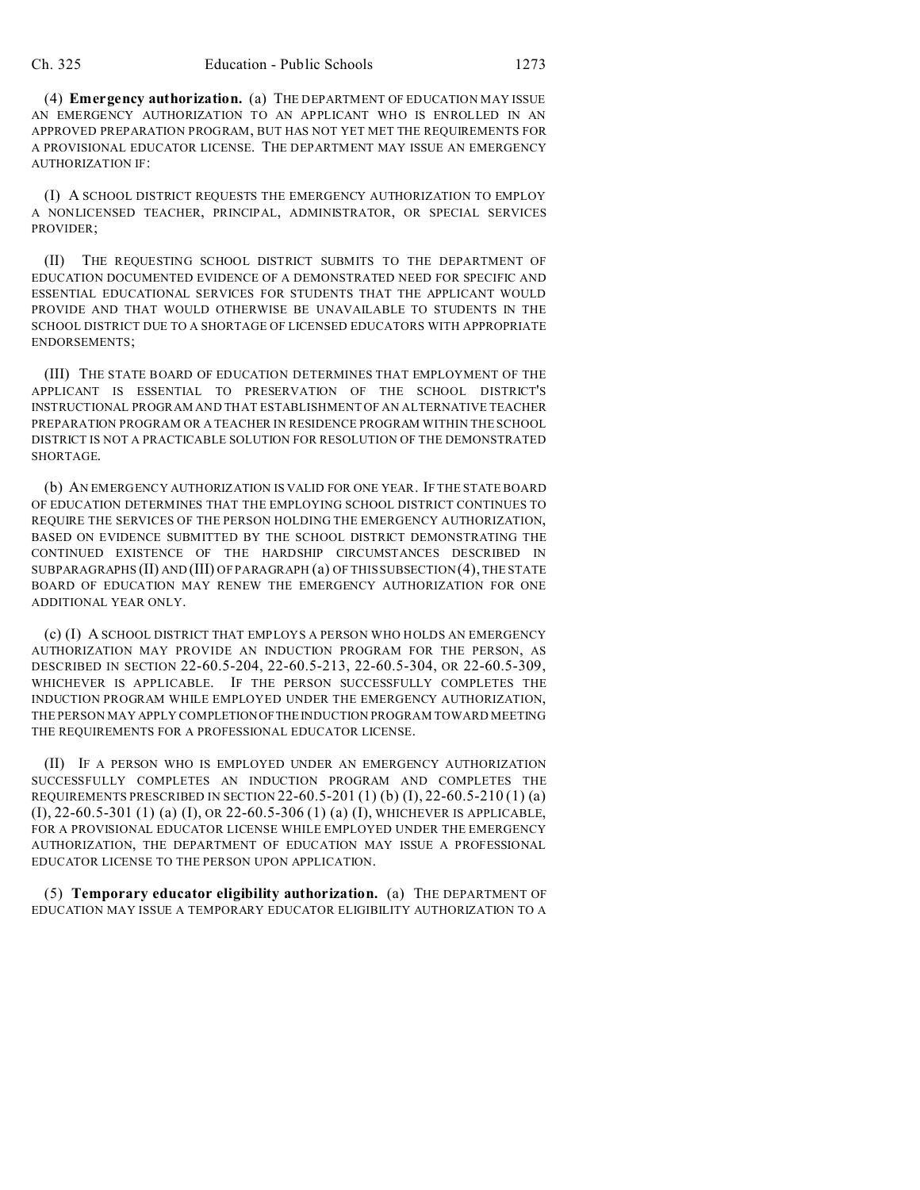(4) **Emergency authorization.** (a) THE DEPARTMENT OF EDUCATION MAY ISSUE AN EMERGENCY AUTHORIZATION TO AN APPLICANT WHO IS ENROLLED IN AN APPROVED PREPARATION PROGRAM, BUT HAS NOT YET MET THE REQUIREMENTS FOR A PROVISIONAL EDUCATOR LICENSE. THE DEPARTMENT MAY ISSUE AN EMERGENCY AUTHORIZATION IF:

(I) A SCHOOL DISTRICT REQUESTS THE EMERGENCY AUTHORIZATION TO EMPLOY A NONLICENSED TEACHER, PRINCIPAL, ADMINISTRATOR, OR SPECIAL SERVICES PROVIDER;

(II) THE REQUESTING SCHOOL DISTRICT SUBMITS TO THE DEPARTMENT OF EDUCATION DOCUMENTED EVIDENCE OF A DEMONSTRATED NEED FOR SPECIFIC AND ESSENTIAL EDUCATIONAL SERVICES FOR STUDENTS THAT THE APPLICANT WOULD PROVIDE AND THAT WOULD OTHERWISE BE UNAVAILABLE TO STUDENTS IN THE SCHOOL DISTRICT DUE TO A SHORTAGE OF LICENSED EDUCATORS WITH APPROPRIATE ENDORSEMENTS;

(III) THE STATE BOARD OF EDUCATION DETERMINES THAT EMPLOYMENT OF THE APPLICANT IS ESSENTIAL TO PRESERVATION OF THE SCHOOL DISTRICT'S INSTRUCTIONAL PROGRAM AND THAT ESTABLISHMENT OF AN ALTERNATIVE TEACHER PREPARATION PROGRAM OR A TEACHER IN RESIDENCE PROGRAM WITHIN THE SCHOOL DISTRICT IS NOT A PRACTICABLE SOLUTION FOR RESOLUTION OF THE DEMONSTRATED SHORTAGE.

(b) AN EMERGENCY AUTHORIZATION IS VALID FOR ONE YEAR. IF THE STATE BOARD OF EDUCATION DETERMINES THAT THE EMPLOYING SCHOOL DISTRICT CONTINUES TO REQUIRE THE SERVICES OF THE PERSON HOLDING THE EMERGENCY AUTHORIZATION, BASED ON EVIDENCE SUBMITTED BY THE SCHOOL DISTRICT DEMONSTRATING THE CONTINUED EXISTENCE OF THE HARDSHIP CIRCUMSTANCES DESCRIBED IN SUBPARAGRAPHS (II) AND (III) OF PARAGRAPH (a) OF THIS SUBSECTION (4), THE STATE BOARD OF EDUCATION MAY RENEW THE EMERGENCY AUTHORIZATION FOR ONE ADDITIONAL YEAR ONLY.

(c) (I) A SCHOOL DISTRICT THAT EMPLOYS A PERSON WHO HOLDS AN EMERGENCY AUTHORIZATION MAY PROVIDE AN INDUCTION PROGRAM FOR THE PERSON, AS DESCRIBED IN SECTION 22-60.5-204, 22-60.5-213, 22-60.5-304, OR 22-60.5-309, WHICHEVER IS APPLICABLE. IF THE PERSON SUCCESSFULLY COMPLETES THE INDUCTION PROGRAM WHILE EMPLOYED UNDER THE EMERGENCY AUTHORIZATION, THE PERSON MAY APPLY COMPLETION OF THE INDUCTION PROGRAM TOWARD MEETING THE REQUIREMENTS FOR A PROFESSIONAL EDUCATOR LICENSE.

(II) IF A PERSON WHO IS EMPLOYED UNDER AN EMERGENCY AUTHORIZATION SUCCESSFULLY COMPLETES AN INDUCTION PROGRAM AND COMPLETES THE REQUIREMENTS PRESCRIBED IN SECTION 22-60.5-201 (1) (b) (I), 22-60.5-210 (1) (a) (I), 22-60.5-301 (1) (a) (I), OR 22-60.5-306 (1) (a) (I), WHICHEVER IS APPLICABLE, FOR A PROVISIONAL EDUCATOR LICENSE WHILE EMPLOYED UNDER THE EMERGENCY AUTHORIZATION, THE DEPARTMENT OF EDUCATION MAY ISSUE A PROFESSIONAL EDUCATOR LICENSE TO THE PERSON UPON APPLICATION.

(5) **Temporary educator eligibility authorization.** (a) THE DEPARTMENT OF EDUCATION MAY ISSUE A TEMPORARY EDUCATOR ELIGIBILITY AUTHORIZATION TO A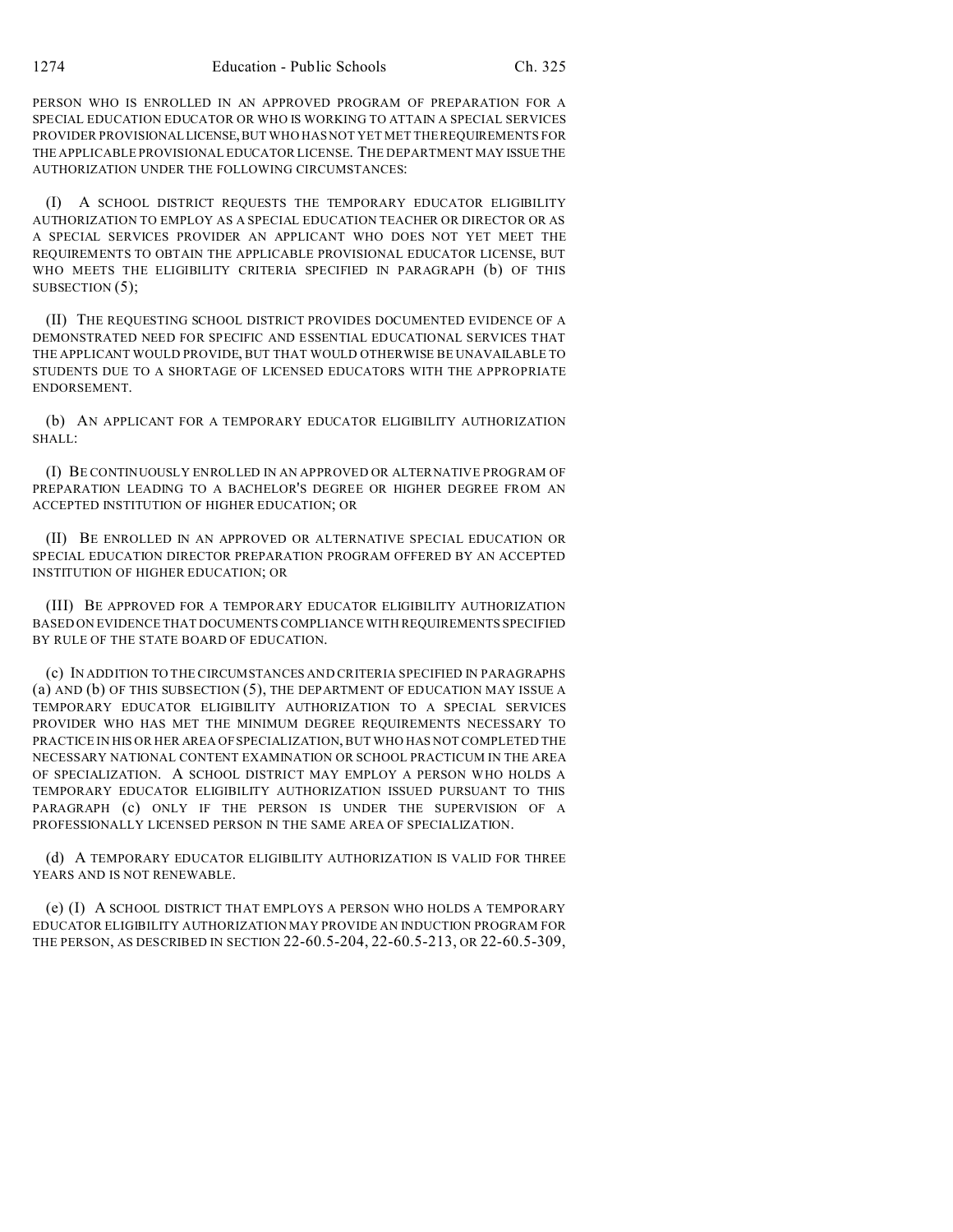PERSON WHO IS ENROLLED IN AN APPROVED PROGRAM OF PREPARATION FOR A SPECIAL EDUCATION EDUCATOR OR WHO IS WORKING TO ATTAIN A SPECIAL SERVICES PROVIDER PROVISIONAL LICENSE, BUT WHO HAS NOT YET MET THE REQUIREMENTS FOR THE APPLICABLE PROVISIONAL EDUCATOR LICENSE. THE DEPARTMENT MAY ISSUE THE AUTHORIZATION UNDER THE FOLLOWING CIRCUMSTANCES:

(I) A SCHOOL DISTRICT REQUESTS THE TEMPORARY EDUCATOR ELIGIBILITY AUTHORIZATION TO EMPLOY AS A SPECIAL EDUCATION TEACHER OR DIRECTOR OR AS A SPECIAL SERVICES PROVIDER AN APPLICANT WHO DOES NOT YET MEET THE REQUIREMENTS TO OBTAIN THE APPLICABLE PROVISIONAL EDUCATOR LICENSE, BUT WHO MEETS THE ELIGIBILITY CRITERIA SPECIFIED IN PARAGRAPH (b) OF THIS SUBSECTION (5);

(II) THE REQUESTING SCHOOL DISTRICT PROVIDES DOCUMENTED EVIDENCE OF A DEMONSTRATED NEED FOR SPECIFIC AND ESSENTIAL EDUCATIONAL SERVICES THAT THE APPLICANT WOULD PROVIDE, BUT THAT WOULD OTHERWISE BE UNAVAILABLE TO STUDENTS DUE TO A SHORTAGE OF LICENSED EDUCATORS WITH THE APPROPRIATE ENDORSEMENT.

(b) AN APPLICANT FOR A TEMPORARY EDUCATOR ELIGIBILITY AUTHORIZATION SHALL:

(I) BE CONTINUOUSLY ENROLLED IN AN APPROVED OR ALTERNATIVE PROGRAM OF PREPARATION LEADING TO A BACHELOR'S DEGREE OR HIGHER DEGREE FROM AN ACCEPTED INSTITUTION OF HIGHER EDUCATION; OR

(II) BE ENROLLED IN AN APPROVED OR ALTERNATIVE SPECIAL EDUCATION OR SPECIAL EDUCATION DIRECTOR PREPARATION PROGRAM OFFERED BY AN ACCEPTED INSTITUTION OF HIGHER EDUCATION; OR

(III) BE APPROVED FOR A TEMPORARY EDUCATOR ELIGIBILITY AUTHORIZATION BASED ON EVIDENCE THAT DOCUMENTS COMPLIANCE WITH REQUIREMENTS SPECIFIED BY RULE OF THE STATE BOARD OF EDUCATION.

(c) IN ADDITION TO THE CIRCUMSTANCES AND CRITERIA SPECIFIED IN PARAGRAPHS (a) AND (b) OF THIS SUBSECTION (5), THE DEPARTMENT OF EDUCATION MAY ISSUE A TEMPORARY EDUCATOR ELIGIBILITY AUTHORIZATION TO A SPECIAL SERVICES PROVIDER WHO HAS MET THE MINIMUM DEGREE REQUIREMENTS NECESSARY TO PRACTICE IN HIS OR HER AREA OF SPECIALIZATION, BUT WHO HAS NOT COMPLETED THE NECESSARY NATIONAL CONTENT EXAMINATION OR SCHOOL PRACTICUM IN THE AREA OF SPECIALIZATION. A SCHOOL DISTRICT MAY EMPLOY A PERSON WHO HOLDS A TEMPORARY EDUCATOR ELIGIBILITY AUTHORIZATION ISSUED PURSUANT TO THIS PARAGRAPH (c) ONLY IF THE PERSON IS UNDER THE SUPERVISION OF A PROFESSIONALLY LICENSED PERSON IN THE SAME AREA OF SPECIALIZATION.

(d) A TEMPORARY EDUCATOR ELIGIBILITY AUTHORIZATION IS VALID FOR THREE YEARS AND IS NOT RENEWABLE.

(e) (I) A SCHOOL DISTRICT THAT EMPLOYS A PERSON WHO HOLDS A TEMPORARY EDUCATOR ELIGIBILITY AUTHORIZATION MAY PROVIDE AN INDUCTION PROGRAM FOR THE PERSON, AS DESCRIBED IN SECTION 22-60.5-204, 22-60.5-213, OR 22-60.5-309,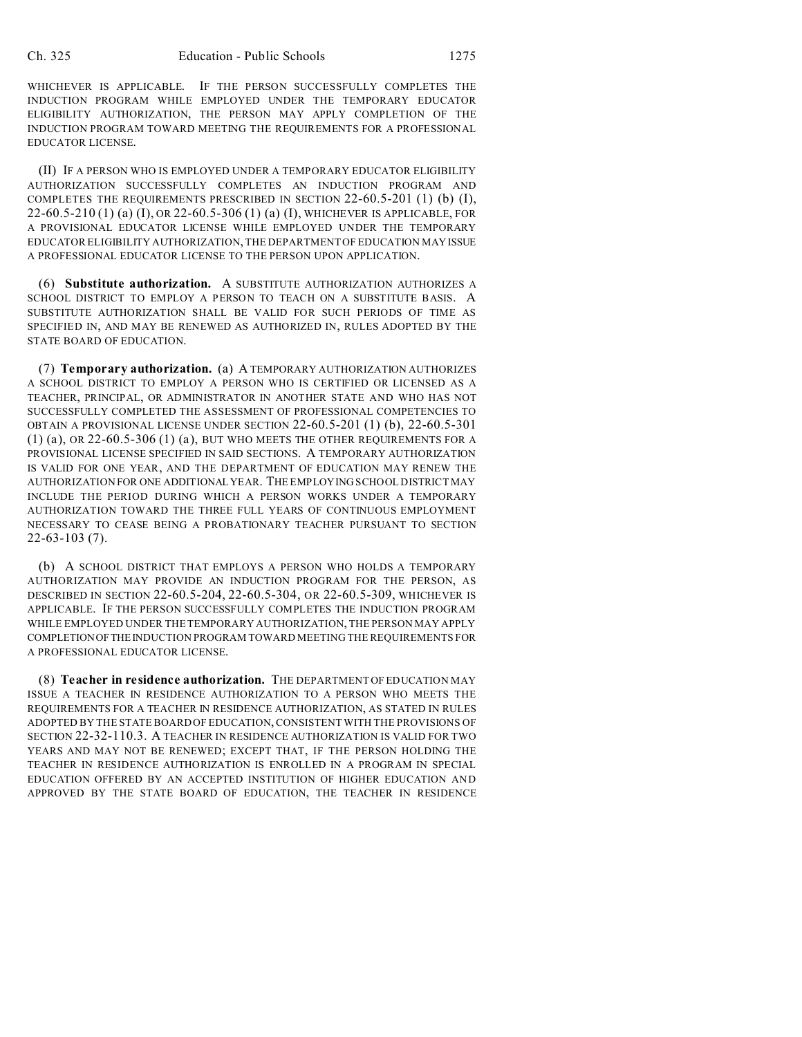WHICHEVER IS APPLICABLE. IF THE PERSON SUCCESSFULLY COMPLETES THE INDUCTION PROGRAM WHILE EMPLOYED UNDER THE TEMPORARY EDUCATOR ELIGIBILITY AUTHORIZATION, THE PERSON MAY APPLY COMPLETION OF THE INDUCTION PROGRAM TOWARD MEETING THE REQUIREMENTS FOR A PROFESSIONAL EDUCATOR LICENSE.

(II) IF A PERSON WHO IS EMPLOYED UNDER A TEMPORARY EDUCATOR ELIGIBILITY AUTHORIZATION SUCCESSFULLY COMPLETES AN INDUCTION PROGRAM AND COMPLETES THE REQUIREMENTS PRESCRIBED IN SECTION 22-60.5-201 (1) (b) (I), 22-60.5-210 (1) (a) (I), OR 22-60.5-306 (1) (a) (I), WHICHEVER IS APPLICABLE, FOR A PROVISIONAL EDUCATOR LICENSE WHILE EMPLOYED UNDER THE TEMPORARY EDUCATOR ELIGIBILITY AUTHORIZATION, THE DEPARTMENT OF EDUCATION MAY ISSUE A PROFESSIONAL EDUCATOR LICENSE TO THE PERSON UPON APPLICATION.

(6) **Substitute authorization.** A SUBSTITUTE AUTHORIZATION AUTHORIZES A SCHOOL DISTRICT TO EMPLOY A PERSON TO TEACH ON A SUBSTITUTE BASIS. A SUBSTITUTE AUTHORIZATION SHALL BE VALID FOR SUCH PERIODS OF TIME AS SPECIFIED IN, AND MAY BE RENEWED AS AUTHORIZED IN, RULES ADOPTED BY THE STATE BOARD OF EDUCATION.

(7) **Temporary authorization.** (a) A TEMPORARY AUTHORIZATION AUTHORIZES A SCHOOL DISTRICT TO EMPLOY A PERSON WHO IS CERTIFIED OR LICENSED AS A TEACHER, PRINCIPAL, OR ADMINISTRATOR IN ANOTHER STATE AND WHO HAS NOT SUCCESSFULLY COMPLETED THE ASSESSMENT OF PROFESSIONAL COMPETENCIES TO OBTAIN A PROVISIONAL LICENSE UNDER SECTION 22-60.5-201 (1) (b), 22-60.5-301 (1) (a), OR 22-60.5-306 (1) (a), BUT WHO MEETS THE OTHER REQUIREMENTS FOR A PROVISIONAL LICENSE SPECIFIED IN SAID SECTIONS. A TEMPORARY AUTHORIZATION IS VALID FOR ONE YEAR, AND THE DEPARTMENT OF EDUCATION MAY RENEW THE AUTHORIZATION FOR ONE ADDITIONAL YEAR. THE EMPLOYING SCHOOL DISTRICT MAY INCLUDE THE PERIOD DURING WHICH A PERSON WORKS UNDER A TEMPORARY AUTHORIZATION TOWARD THE THREE FULL YEARS OF CONTINUOUS EMPLOYMENT NECESSARY TO CEASE BEING A PROBATIONARY TEACHER PURSUANT TO SECTION 22-63-103 (7).

(b) A SCHOOL DISTRICT THAT EMPLOYS A PERSON WHO HOLDS A TEMPORARY AUTHORIZATION MAY PROVIDE AN INDUCTION PROGRAM FOR THE PERSON, AS DESCRIBED IN SECTION 22-60.5-204, 22-60.5-304, OR 22-60.5-309, WHICHEVER IS APPLICABLE. IF THE PERSON SUCCESSFULLY COMPLETES THE INDUCTION PROGRAM WHILE EMPLOYED UNDER THE TEMPORARY AUTHORIZATION, THE PERSON MAY APPLY COMPLETION OF THE INDUCTION PROGRAM TOWARD MEETING THE REQUIREMENTS FOR A PROFESSIONAL EDUCATOR LICENSE.

(8) **Teacher in residence authorization.** THE DEPARTMENT OF EDUCATION MAY ISSUE A TEACHER IN RESIDENCE AUTHORIZATION TO A PERSON WHO MEETS THE REQUIREMENTS FOR A TEACHER IN RESIDENCE AUTHORIZATION, AS STATED IN RULES ADOPTED BY THE STATE BOARD OF EDUCATION, CONSISTENT WITH THE PROVISIONS OF SECTION 22-32-110.3. A TEACHER IN RESIDENCE AUTHORIZATION IS VALID FOR TWO YEARS AND MAY NOT BE RENEWED; EXCEPT THAT, IF THE PERSON HOLDING THE TEACHER IN RESIDENCE AUTHORIZATION IS ENROLLED IN A PROGRAM IN SPECIAL EDUCATION OFFERED BY AN ACCEPTED INSTITUTION OF HIGHER EDUCATION AND APPROVED BY THE STATE BOARD OF EDUCATION, THE TEACHER IN RESIDENCE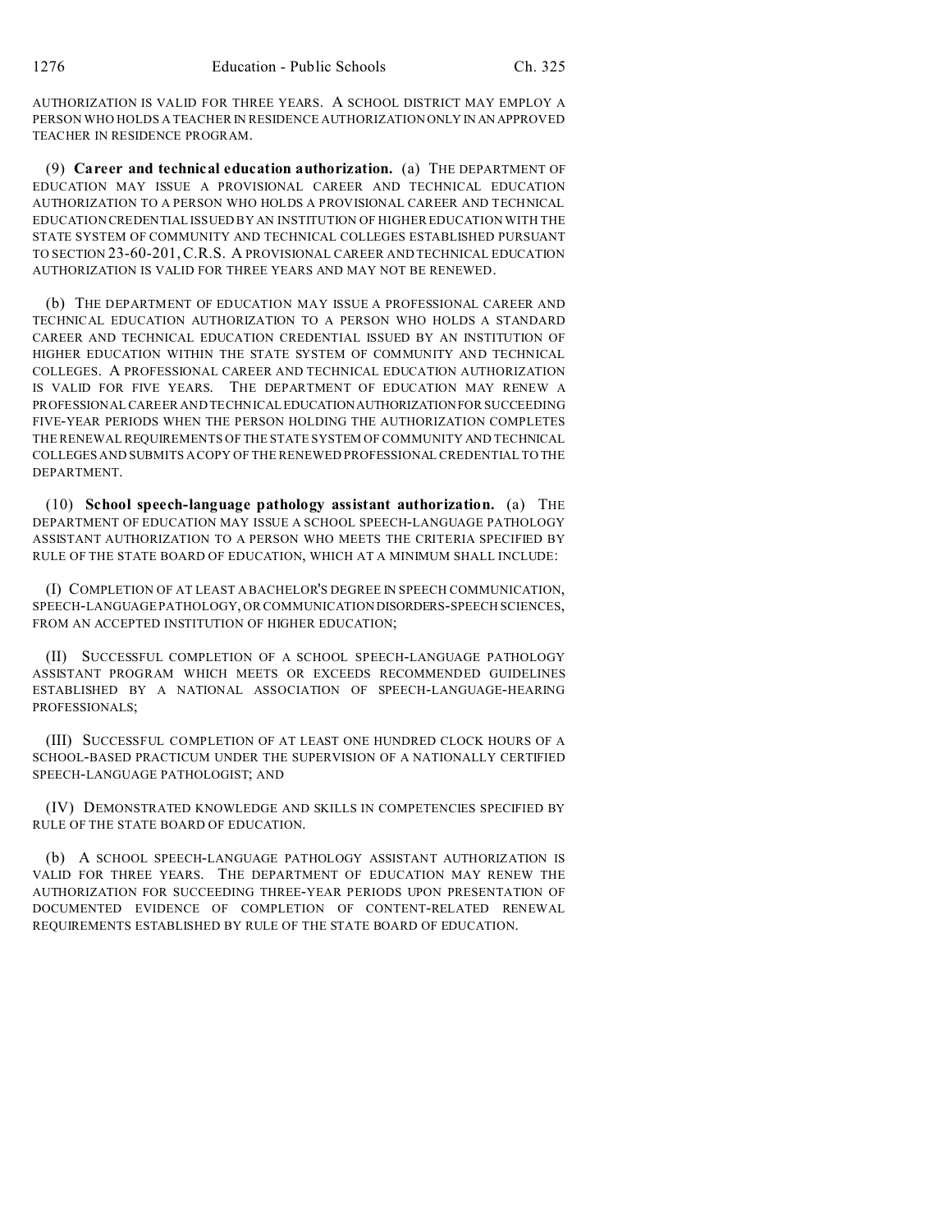AUTHORIZATION IS VALID FOR THREE YEARS. A SCHOOL DISTRICT MAY EMPLOY A PERSON WHO HOLDS A TEACHER IN RESIDENCE AUTHORIZATION ONLY IN AN APPROVED TEACHER IN RESIDENCE PROGRAM.

(9) **Career and technical education authorization.** (a) THE DEPARTMENT OF EDUCATION MAY ISSUE A PROVISIONAL CAREER AND TECHNICAL EDUCATION AUTHORIZATION TO A PERSON WHO HOLDS A PROVISIONAL CAREER AND TECHNICAL EDUCATION CREDENTIAL ISSUED BY AN INSTITUTION OF HIGHER EDUCATION WITH THE STATE SYSTEM OF COMMUNITY AND TECHNICAL COLLEGES ESTABLISHED PURSUANT TO SECTION 23-60-201, C.R.S. A PROVISIONAL CAREER AND TECHNICAL EDUCATION AUTHORIZATION IS VALID FOR THREE YEARS AND MAY NOT BE RENEWED.

(b) THE DEPARTMENT OF EDUCATION MAY ISSUE A PROFESSIONAL CAREER AND TECHNICAL EDUCATION AUTHORIZATION TO A PERSON WHO HOLDS A STANDARD CAREER AND TECHNICAL EDUCATION CREDENTIAL ISSUED BY AN INSTITUTION OF HIGHER EDUCATION WITHIN THE STATE SYSTEM OF COMMUNITY AND TECHNICAL COLLEGES. A PROFESSIONAL CAREER AND TECHNICAL EDUCATION AUTHORIZATION IS VALID FOR FIVE YEARS. THE DEPARTMENT OF EDUCATION MAY RENEW A PROFESSIONAL CAREER AND TECHNICAL EDUCATION AUTHORIZATION FOR SUCCEEDING FIVE-YEAR PERIODS WHEN THE PERSON HOLDING THE AUTHORIZATION COMPLETES THE RENEWAL REQUIREMENTS OF THE STATE SYSTEM OF COMMUNITY AND TECHNICAL COLLEGES AND SUBMITS A COPY OF THE RENEWED PROFESSIONAL CREDENTIAL TO THE DEPARTMENT.

(10) **School speech-language pathology assistant authorization.** (a) THE DEPARTMENT OF EDUCATION MAY ISSUE A SCHOOL SPEECH-LANGUAGE PATHOLOGY ASSISTANT AUTHORIZATION TO A PERSON WHO MEETS THE CRITERIA SPECIFIED BY RULE OF THE STATE BOARD OF EDUCATION, WHICH AT A MINIMUM SHALL INCLUDE:

(I) COMPLETION OF AT LEAST A BACHELOR'S DEGREE IN SPEECH COMMUNICATION, SPEECH-LANGUAGE PATHOLOGY, OR COMMUNICATION DISORDERS-SPEECH SCIENCES, FROM AN ACCEPTED INSTITUTION OF HIGHER EDUCATION;

(II) SUCCESSFUL COMPLETION OF A SCHOOL SPEECH-LANGUAGE PATHOLOGY ASSISTANT PROGRAM WHICH MEETS OR EXCEEDS RECOMMENDED GUIDELINES ESTABLISHED BY A NATIONAL ASSOCIATION OF SPEECH-LANGUAGE-HEARING PROFESSIONALS;

(III) SUCCESSFUL COMPLETION OF AT LEAST ONE HUNDRED CLOCK HOURS OF A SCHOOL-BASED PRACTICUM UNDER THE SUPERVISION OF A NATIONALLY CERTIFIED SPEECH-LANGUAGE PATHOLOGIST; AND

(IV) DEMONSTRATED KNOWLEDGE AND SKILLS IN COMPETENCIES SPECIFIED BY RULE OF THE STATE BOARD OF EDUCATION.

(b) A SCHOOL SPEECH-LANGUAGE PATHOLOGY ASSISTANT AUTHORIZATION IS VALID FOR THREE YEARS. THE DEPARTMENT OF EDUCATION MAY RENEW THE AUTHORIZATION FOR SUCCEEDING THREE-YEAR PERIODS UPON PRESENTATION OF DOCUMENTED EVIDENCE OF COMPLETION OF CONTENT-RELATED RENEWAL REQUIREMENTS ESTABLISHED BY RULE OF THE STATE BOARD OF EDUCATION.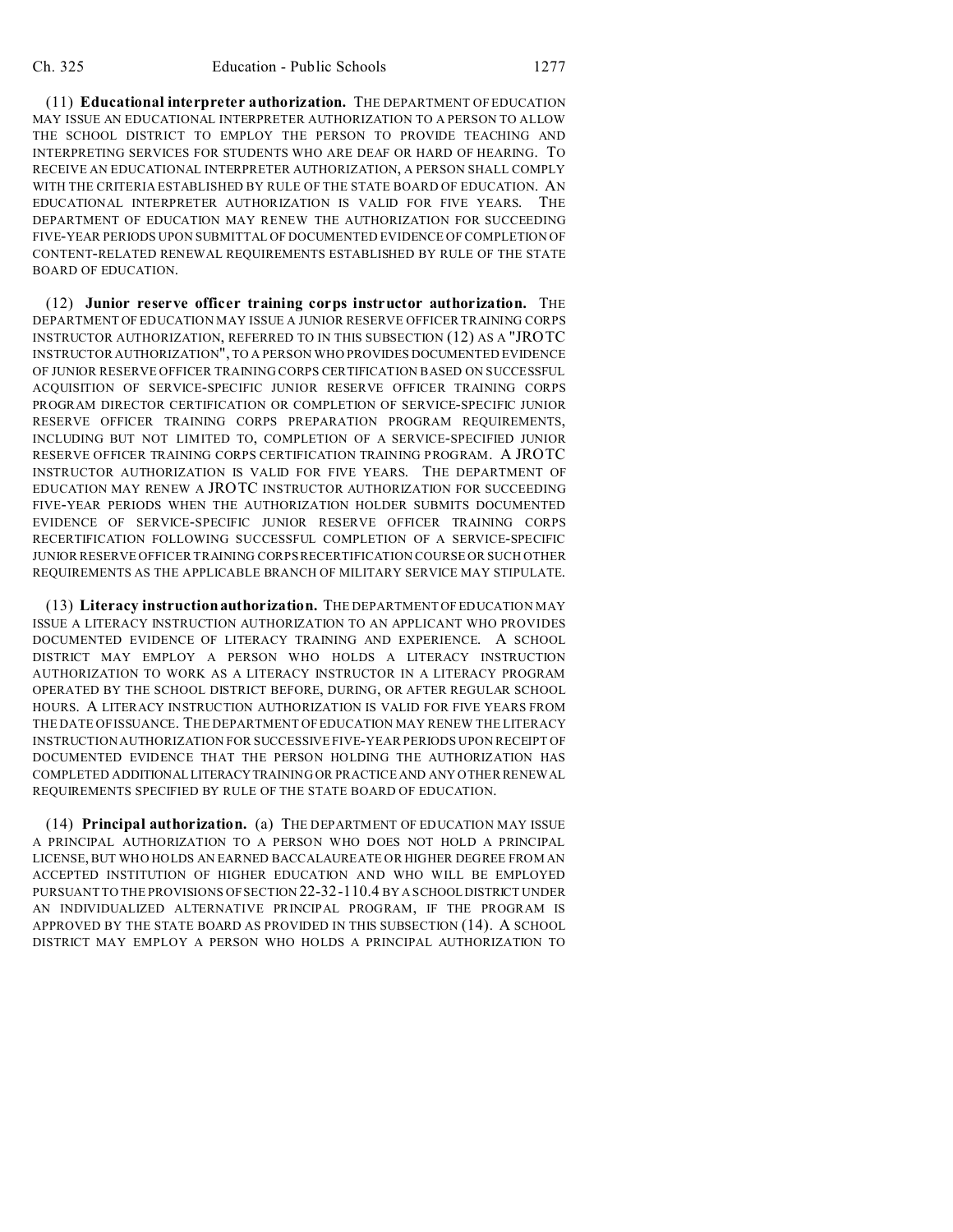(11) **Educational interpreter authorization.** THE DEPARTMENT OF EDUCATION MAY ISSUE AN EDUCATIONAL INTERPRETER AUTHORIZATION TO A PERSON TO ALLOW THE SCHOOL DISTRICT TO EMPLOY THE PERSON TO PROVIDE TEACHING AND INTERPRETING SERVICES FOR STUDENTS WHO ARE DEAF OR HARD OF HEARING. TO RECEIVE AN EDUCATIONAL INTERPRETER AUTHORIZATION, A PERSON SHALL COMPLY WITH THE CRITERIA ESTABLISHED BY RULE OF THE STATE BOARD OF EDUCATION. AN EDUCATIONAL INTERPRETER AUTHORIZATION IS VALID FOR FIVE YEARS. THE DEPARTMENT OF EDUCATION MAY RENEW THE AUTHORIZATION FOR SUCCEEDING FIVE-YEAR PERIODS UPON SUBMITTAL OF DOCUMENTED EVIDENCE OF COMPLETION OF CONTENT-RELATED RENEWAL REQUIREMENTS ESTABLISHED BY RULE OF THE STATE BOARD OF EDUCATION.

(12) **Junior reserve officer training corps instructor authorization.** THE DEPARTMENT OF EDUCATION MAY ISSUE A JUNIOR RESERVE OFFICER TRAINING CORPS INSTRUCTOR AUTHORIZATION, REFERRED TO IN THIS SUBSECTION (12) AS A "JROTC INSTRUCTOR AUTHORIZATION", TO A PERSON WHO PROVIDES DOCUMENTED EVIDENCE OF JUNIOR RESERVE OFFICER TRAINING CORPS CERTIFICATION BASED ON SUCCESSFUL ACQUISITION OF SERVICE-SPECIFIC JUNIOR RESERVE OFFICER TRAINING CORPS PROGRAM DIRECTOR CERTIFICATION OR COMPLETION OF SERVICE-SPECIFIC JUNIOR RESERVE OFFICER TRAINING CORPS PREPARATION PROGRAM REQUIREMENTS, INCLUDING BUT NOT LIMITED TO, COMPLETION OF A SERVICE-SPECIFIED JUNIOR RESERVE OFFICER TRAINING CORPS CERTIFICATION TRAINING PROGRAM. A JROTC INSTRUCTOR AUTHORIZATION IS VALID FOR FIVE YEARS. THE DEPARTMENT OF EDUCATION MAY RENEW A JROTC INSTRUCTOR AUTHORIZATION FOR SUCCEEDING FIVE-YEAR PERIODS WHEN THE AUTHORIZATION HOLDER SUBMITS DOCUMENTED EVIDENCE OF SERVICE-SPECIFIC JUNIOR RESERVE OFFICER TRAINING CORPS RECERTIFICATION FOLLOWING SUCCESSFUL COMPLETION OF A SERVICE-SPECIFIC JUNIOR RESERVE OFFICER TRAINING CORPS RECERTIFICATION COURSE OR SUCH OTHER REQUIREMENTS AS THE APPLICABLE BRANCH OF MILITARY SERVICE MAY STIPULATE.

(13) **Literacy instruction authorization.** THE DEPARTMENT OF EDUCATION MAY ISSUE A LITERACY INSTRUCTION AUTHORIZATION TO AN APPLICANT WHO PROVIDES DOCUMENTED EVIDENCE OF LITERACY TRAINING AND EXPERIENCE. A SCHOOL DISTRICT MAY EMPLOY A PERSON WHO HOLDS A LITERACY INSTRUCTION AUTHORIZATION TO WORK AS A LITERACY INSTRUCTOR IN A LITERACY PROGRAM OPERATED BY THE SCHOOL DISTRICT BEFORE, DURING, OR AFTER REGULAR SCHOOL HOURS. A LITERACY INSTRUCTION AUTHORIZATION IS VALID FOR FIVE YEARS FROM THE DATE OF ISSUANCE. THE DEPARTMENT OF EDUCATION MAY RENEW THE LITERACY INSTRUCTION AUTHORIZATION FOR SUCCESSIVE FIVE-YEAR PERIODS UPON RECEIPT OF DOCUMENTED EVIDENCE THAT THE PERSON HOLDING THE AUTHORIZATION HAS COMPLETED ADDITIONAL LITERACY TRAINING OR PRACTICE AND ANY OTHER RENEWAL REQUIREMENTS SPECIFIED BY RULE OF THE STATE BOARD OF EDUCATION.

(14) **Principal authorization.** (a) THE DEPARTMENT OF EDUCATION MAY ISSUE A PRINCIPAL AUTHORIZATION TO A PERSON WHO DOES NOT HOLD A PRINCIPAL LICENSE, BUT WHO HOLDS AN EARNED BACCALAUREATE OR HIGHER DEGREE FROM AN ACCEPTED INSTITUTION OF HIGHER EDUCATION AND WHO WILL BE EMPLOYED PURSUANT TO THE PROVISIONS OF SECTION 22-32-110.4 BY A SCHOOL DISTRICT UNDER AN INDIVIDUALIZED ALTERNATIVE PRINCIPAL PROGRAM, IF THE PROGRAM IS APPROVED BY THE STATE BOARD AS PROVIDED IN THIS SUBSECTION (14). A SCHOOL DISTRICT MAY EMPLOY A PERSON WHO HOLDS A PRINCIPAL AUTHORIZATION TO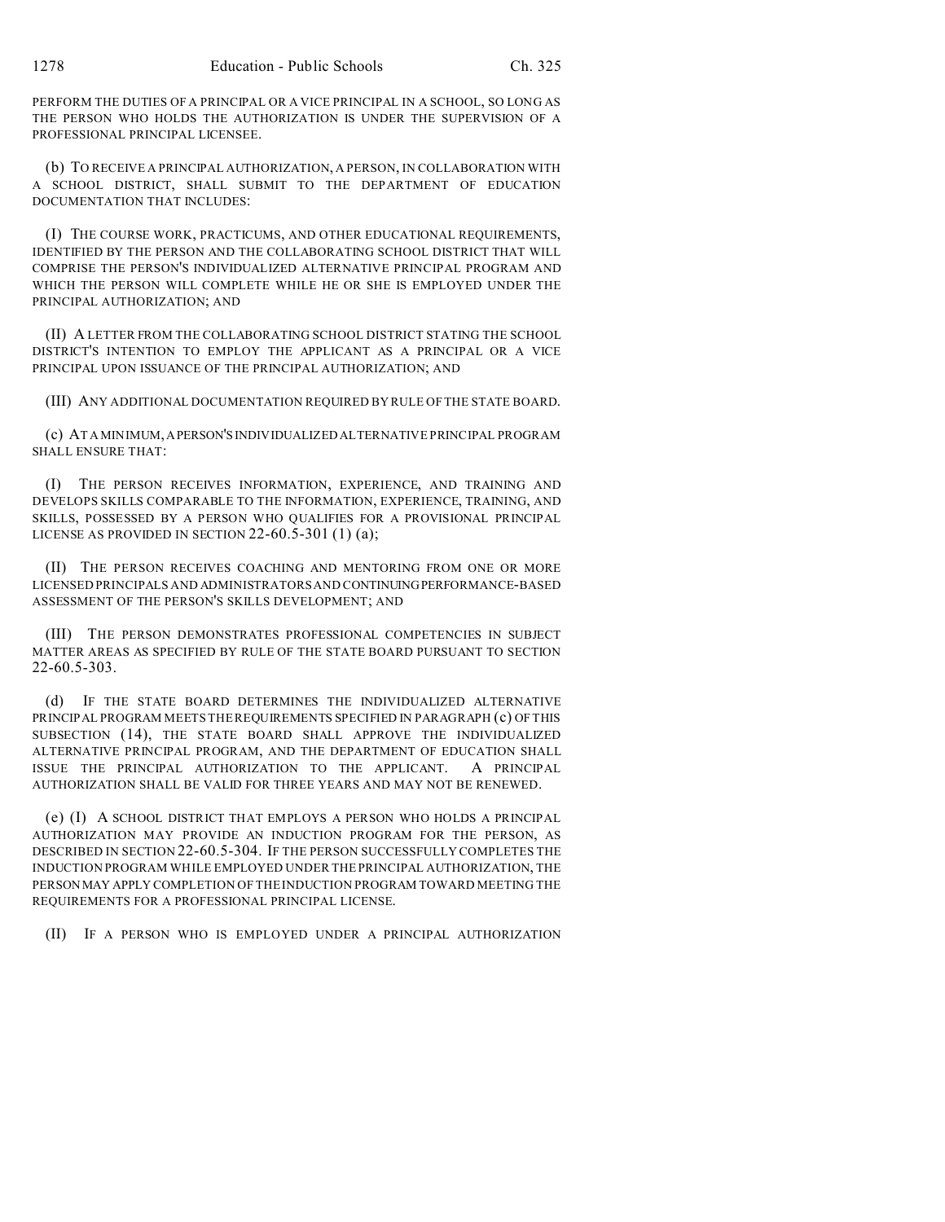PERFORM THE DUTIES OF A PRINCIPAL OR A VICE PRINCIPAL IN A SCHOOL, SO LONG AS THE PERSON WHO HOLDS THE AUTHORIZATION IS UNDER THE SUPERVISION OF A PROFESSIONAL PRINCIPAL LICENSEE.

(b) TO RECEIVE A PRINCIPAL AUTHORIZATION, A PERSON, IN COLLABORATION WITH A SCHOOL DISTRICT, SHALL SUBMIT TO THE DEPARTMENT OF EDUCATION DOCUMENTATION THAT INCLUDES:

(I) THE COURSE WORK, PRACTICUMS, AND OTHER EDUCATIONAL REQUIREMENTS, IDENTIFIED BY THE PERSON AND THE COLLABORATING SCHOOL DISTRICT THAT WILL COMPRISE THE PERSON'S INDIVIDUALIZED ALTERNATIVE PRINCIPAL PROGRAM AND WHICH THE PERSON WILL COMPLETE WHILE HE OR SHE IS EMPLOYED UNDER THE PRINCIPAL AUTHORIZATION; AND

(II) A LETTER FROM THE COLLABORATING SCHOOL DISTRICT STATING THE SCHOOL DISTRICT'S INTENTION TO EMPLOY THE APPLICANT AS A PRINCIPAL OR A VICE PRINCIPAL UPON ISSUANCE OF THE PRINCIPAL AUTHORIZATION; AND

(III) ANY ADDITIONAL DOCUMENTATION REQUIRED BY RULE OF THE STATE BOARD.

(c) AT A MINIMUM, A PERSON'S INDIVIDUALIZED ALTERNATIVE PRINCIPAL PROGRAM SHALL ENSURE THAT:

(I) THE PERSON RECEIVES INFORMATION, EXPERIENCE, AND TRAINING AND DEVELOPS SKILLS COMPARABLE TO THE INFORMATION, EXPERIENCE, TRAINING, AND SKILLS, POSSESSED BY A PERSON WHO QUALIFIES FOR A PROVISIONAL PRINCIPAL LICENSE AS PROVIDED IN SECTION 22-60.5-301 (1) (a);

(II) THE PERSON RECEIVES COACHING AND MENTORING FROM ONE OR MORE LICENSED PRINCIPALS AND ADMINISTRATORS AND CONTINUING PERFORMANCE-BASED ASSESSMENT OF THE PERSON'S SKILLS DEVELOPMENT; AND

(III) THE PERSON DEMONSTRATES PROFESSIONAL COMPETENCIES IN SUBJECT MATTER AREAS AS SPECIFIED BY RULE OF THE STATE BOARD PURSUANT TO SECTION 22-60.5-303.

(d) IF THE STATE BOARD DETERMINES THE INDIVIDUALIZED ALTERNATIVE PRINCIPAL PROGRAM MEETS THE REQUIREMENTS SPECIFIED IN PARAGRAPH (c) OF THIS SUBSECTION (14), THE STATE BOARD SHALL APPROVE THE INDIVIDUALIZED ALTERNATIVE PRINCIPAL PROGRAM, AND THE DEPARTMENT OF EDUCATION SHALL ISSUE THE PRINCIPAL AUTHORIZATION TO THE APPLICANT. A PRINCIPAL AUTHORIZATION SHALL BE VALID FOR THREE YEARS AND MAY NOT BE RENEWED.

(e) (I) A SCHOOL DISTRICT THAT EMPLOYS A PERSON WHO HOLDS A PRINCIPAL AUTHORIZATION MAY PROVIDE AN INDUCTION PROGRAM FOR THE PERSON, AS DESCRIBED IN SECTION 22-60.5-304. IF THE PERSON SUCCESSFULLY COMPLETES THE INDUCTION PROGRAM WHILE EMPLOYED UNDER THE PRINCIPAL AUTHORIZATION, THE PERSON MAY APPLY COMPLETION OF THE INDUCTION PROGRAM TOWARD MEETING THE REQUIREMENTS FOR A PROFESSIONAL PRINCIPAL LICENSE.

(II) IF A PERSON WHO IS EMPLOYED UNDER A PRINCIPAL AUTHORIZATION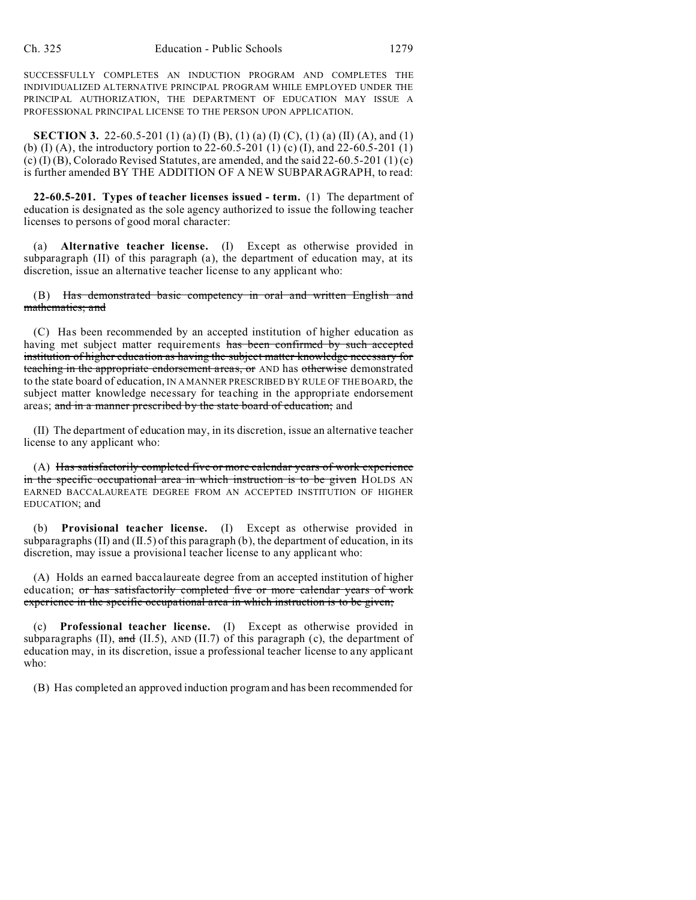SUCCESSFULLY COMPLETES AN INDUCTION PROGRAM AND COMPLETES THE INDIVIDUALIZED ALTERNATIVE PRINCIPAL PROGRAM WHILE EMPLOYED UNDER THE PRINCIPAL AUTHORIZATION, THE DEPARTMENT OF EDUCATION MAY ISSUE A PROFESSIONAL PRINCIPAL LICENSE TO THE PERSON UPON APPLICATION.

**SECTION 3.** 22-60.5-201 (1) (a) (I) (B), (1) (a) (I) (C), (1) (a) (II) (A), and (1) (b) (I) (A), the introductory portion to 22-60.5-201 (1) (c) (I), and 22-60.5-201 (1) (c) (I) (B), Colorado Revised Statutes, are amended, and the said 22-60.5-201 (1) (c) is further amended BY THE ADDITION OF A NEW SUBPARAGRAPH, to read:

**22-60.5-201. Types of teacher licenses issued - term.** (1) The department of education is designated as the sole agency authorized to issue the following teacher licenses to persons of good moral character:

(a) **Alternative teacher license.** (I) Except as otherwise provided in subparagraph (II) of this paragraph (a), the department of education may, at its discretion, issue an alternative teacher license to any applicant who:

(B) ~~Has demonstrated basic competency in oral and written English and mathematics; and~~

(C) Has been recommended by an accepted institution of higher education as having met subject matter requirements ~~has been confirmed by such accepted institution of higher education as having the subject matter knowledge necessary for teaching in the appropriate endorsement areas, or~~ AND has ~~otherwise~~ demonstrated to the state board of education, IN A MANNER PRESCRIBED BY RULE OF THE BOARD, the subject matter knowledge necessary for teaching in the appropriate endorsement areas; ~~and in a manner prescribed by the state board of education;~~ and

(II) The department of education may, in its discretion, issue an alternative teacher license to any applicant who:

(A) ~~Has satisfactorily completed five or more calendar years of work experience in the specific occupational area in which instruction is to be given~~ HOLDS AN EARNED BACCALAUREATE DEGREE FROM AN ACCEPTED INSTITUTION OF HIGHER EDUCATION; and

(b) **Provisional teacher license.** (I) Except as otherwise provided in subparagraphs (II) and (II.5) of this paragraph (b), the department of education, in its discretion, may issue a provisional teacher license to any applicant who:

(A) Holds an earned baccalaureate degree from an accepted institution of higher education; ~~or has satisfactorily completed five or more calendar years of work experience in the specific occupational area in which instruction is to be given;~~

(c) **Professional teacher license.** (I) Except as otherwise provided in subparagraphs (II), ~~and~~ (II.5), AND (II.7) of this paragraph (c), the department of education may, in its discretion, issue a professional teacher license to any applicant who:

(B) Has completed an approved induction program and has been recommended for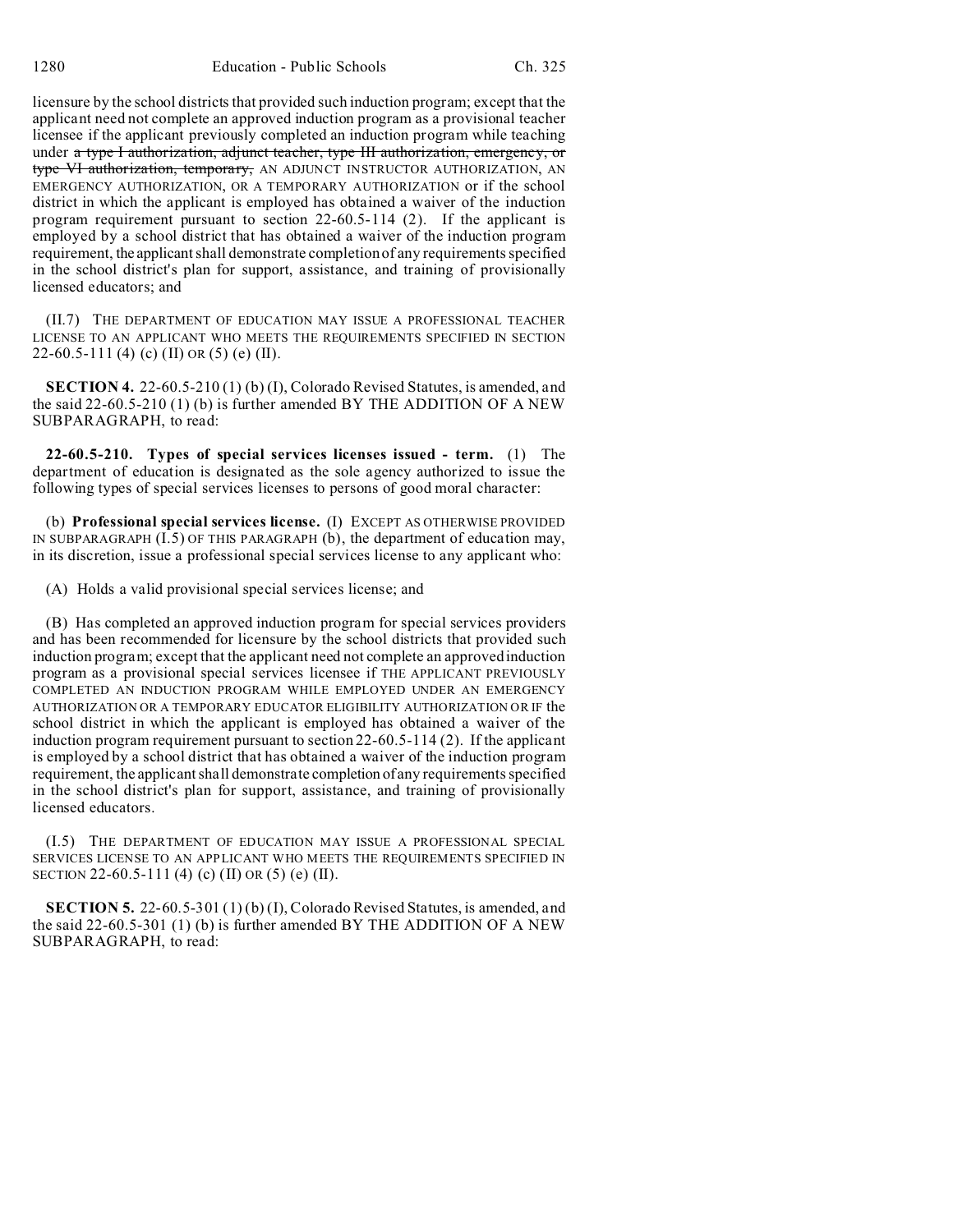licensure by the school districts that provided such induction program; except that the applicant need not complete an approved induction program as a provisional teacher licensee if the applicant previously completed an induction program while teaching under ~~a type I authorization, adjunct teacher, type III authorization, emergency, or type VI authorization, temporary,~~ AN ADJUNCT INSTRUCTOR AUTHORIZATION, AN EMERGENCY AUTHORIZATION, OR A TEMPORARY AUTHORIZATION or if the school district in which the applicant is employed has obtained a waiver of the induction program requirement pursuant to section 22-60.5-114 (2). If the applicant is employed by a school district that has obtained a waiver of the induction program requirement, the applicant shall demonstrate completion of any requirements specified in the school district's plan for support, assistance, and training of provisionally licensed educators; and

(II.7) THE DEPARTMENT OF EDUCATION MAY ISSUE A PROFESSIONAL TEACHER LICENSE TO AN APPLICANT WHO MEETS THE REQUIREMENTS SPECIFIED IN SECTION 22-60.5-111 (4) (c) (II) OR (5) (e) (II).

**SECTION 4.** 22-60.5-210 (1) (b) (I), Colorado Revised Statutes, is amended, and the said 22-60.5-210 (1) (b) is further amended BY THE ADDITION OF A NEW SUBPARAGRAPH, to read:

**22-60.5-210. Types of special services licenses issued - term.** (1) The department of education is designated as the sole agency authorized to issue the following types of special services licenses to persons of good moral character:

(b) **Professional special services license.** (I) EXCEPT AS OTHERWISE PROVIDED IN SUBPARAGRAPH (I.5) OF THIS PARAGRAPH (b), the department of education may, in its discretion, issue a professional special services license to any applicant who:

(A) Holds a valid provisional special services license; and

(B) Has completed an approved induction program for special services providers and has been recommended for licensure by the school districts that provided such induction program; except that the applicant need not complete an approved induction program as a provisional special services licensee if THE APPLICANT PREVIOUSLY COMPLETED AN INDUCTION PROGRAM WHILE EMPLOYED UNDER AN EMERGENCY AUTHORIZATION OR A TEMPORARY EDUCATOR ELIGIBILITY AUTHORIZATION OR IF the school district in which the applicant is employed has obtained a waiver of the induction program requirement pursuant to section 22-60.5-114 (2). If the applicant is employed by a school district that has obtained a waiver of the induction program requirement, the applicant shall demonstrate completion of any requirements specified in the school district's plan for support, assistance, and training of provisionally licensed educators.

(I.5) THE DEPARTMENT OF EDUCATION MAY ISSUE A PROFESSIONAL SPECIAL SERVICES LICENSE TO AN APPLICANT WHO MEETS THE REQUIREMENTS SPECIFIED IN SECTION 22-60.5-111 (4) (c) (II) OR (5) (e) (II).

**SECTION 5.** 22-60.5-301 (1) (b) (I), Colorado Revised Statutes, is amended, and the said 22-60.5-301 (1) (b) is further amended BY THE ADDITION OF A NEW SUBPARAGRAPH, to read: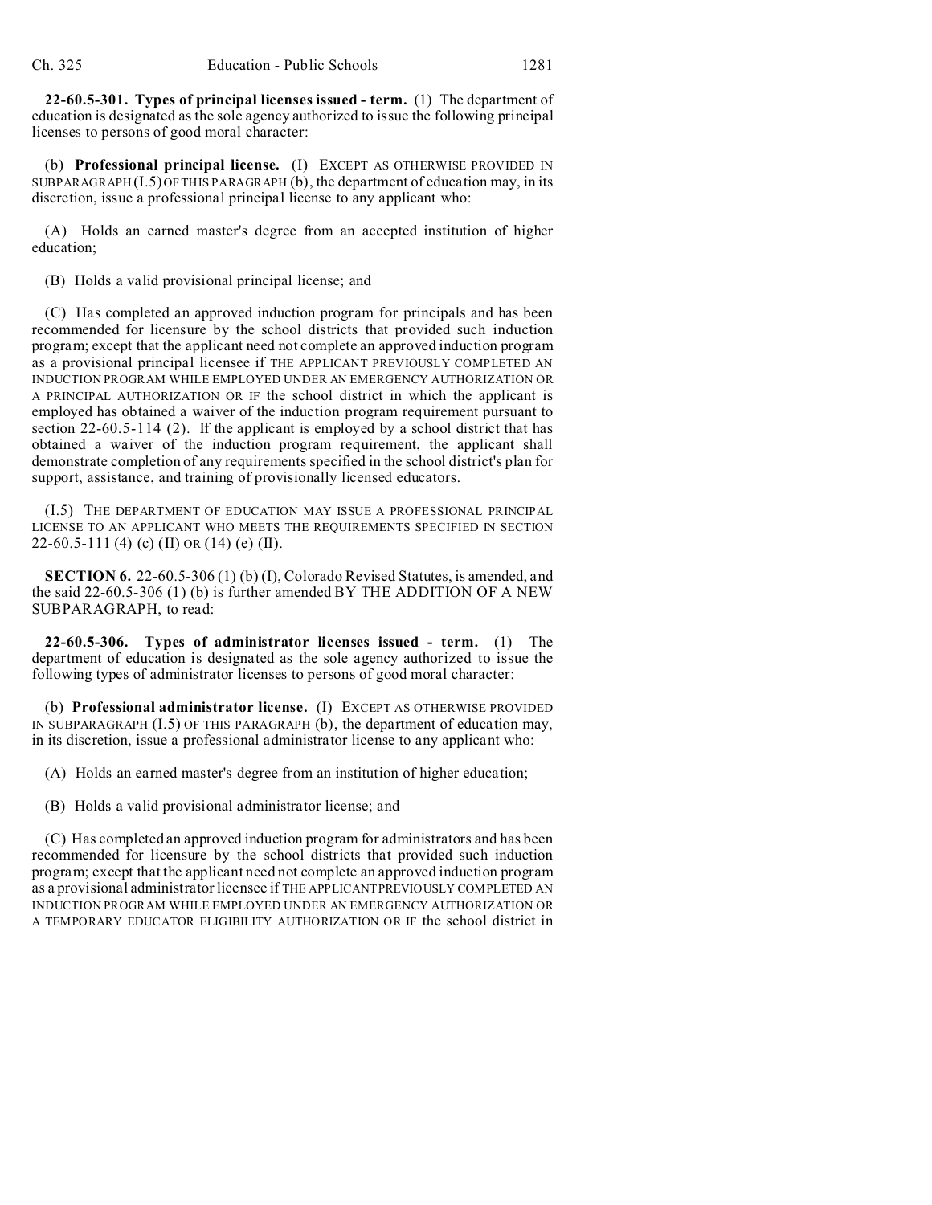**22-60.5-301. Types of principal licenses issued - term.** (1) The department of education is designated as the sole agency authorized to issue the following principal licenses to persons of good moral character:

(b) **Professional principal license.** (I) EXCEPT AS OTHERWISE PROVIDED IN SUBPARAGRAPH (I.5) OF THIS PARAGRAPH (b), the department of education may, in its discretion, issue a professional principal license to any applicant who:

(A) Holds an earned master's degree from an accepted institution of higher education;

(B) Holds a valid provisional principal license; and

(C) Has completed an approved induction program for principals and has been recommended for licensure by the school districts that provided such induction program; except that the applicant need not complete an approved induction program as a provisional principal licensee if THE APPLICANT PREVIOUSLY COMPLETED AN INDUCTION PROGRAM WHILE EMPLOYED UNDER AN EMERGENCY AUTHORIZATION OR A PRINCIPAL AUTHORIZATION OR IF the school district in which the applicant is employed has obtained a waiver of the induction program requirement pursuant to section 22-60.5-114 (2). If the applicant is employed by a school district that has obtained a waiver of the induction program requirement, the applicant shall demonstrate completion of any requirements specified in the school district's plan for support, assistance, and training of provisionally licensed educators.

(I.5) THE DEPARTMENT OF EDUCATION MAY ISSUE A PROFESSIONAL PRINCIPAL LICENSE TO AN APPLICANT WHO MEETS THE REQUIREMENTS SPECIFIED IN SECTION 22-60.5-111 (4) (c) (II) OR (14) (e) (II).

**SECTION 6.** 22-60.5-306 (1) (b) (I), Colorado Revised Statutes, is amended, and the said 22-60.5-306 (1) (b) is further amended BY THE ADDITION OF A NEW SUBPARAGRAPH, to read:

**22-60.5-306. Types of administrator licenses issued - term.** (1) The department of education is designated as the sole agency authorized to issue the following types of administrator licenses to persons of good moral character:

(b) **Professional administrator license.** (I) EXCEPT AS OTHERWISE PROVIDED IN SUBPARAGRAPH (I.5) OF THIS PARAGRAPH (b), the department of education may, in its discretion, issue a professional administrator license to any applicant who:

(A) Holds an earned master's degree from an institution of higher education;

(B) Holds a valid provisional administrator license; and

(C) Has completed an approved induction program for administrators and has been recommended for licensure by the school districts that provided such induction program; except that the applicant need not complete an approved induction program as a provisional administrator licensee if THE APPLICANT PREVIOUSLY COMPLETED AN INDUCTION PROGRAM WHILE EMPLOYED UNDER AN EMERGENCY AUTHORIZATION OR A TEMPORARY EDUCATOR ELIGIBILITY AUTHORIZATION OR IF the school district in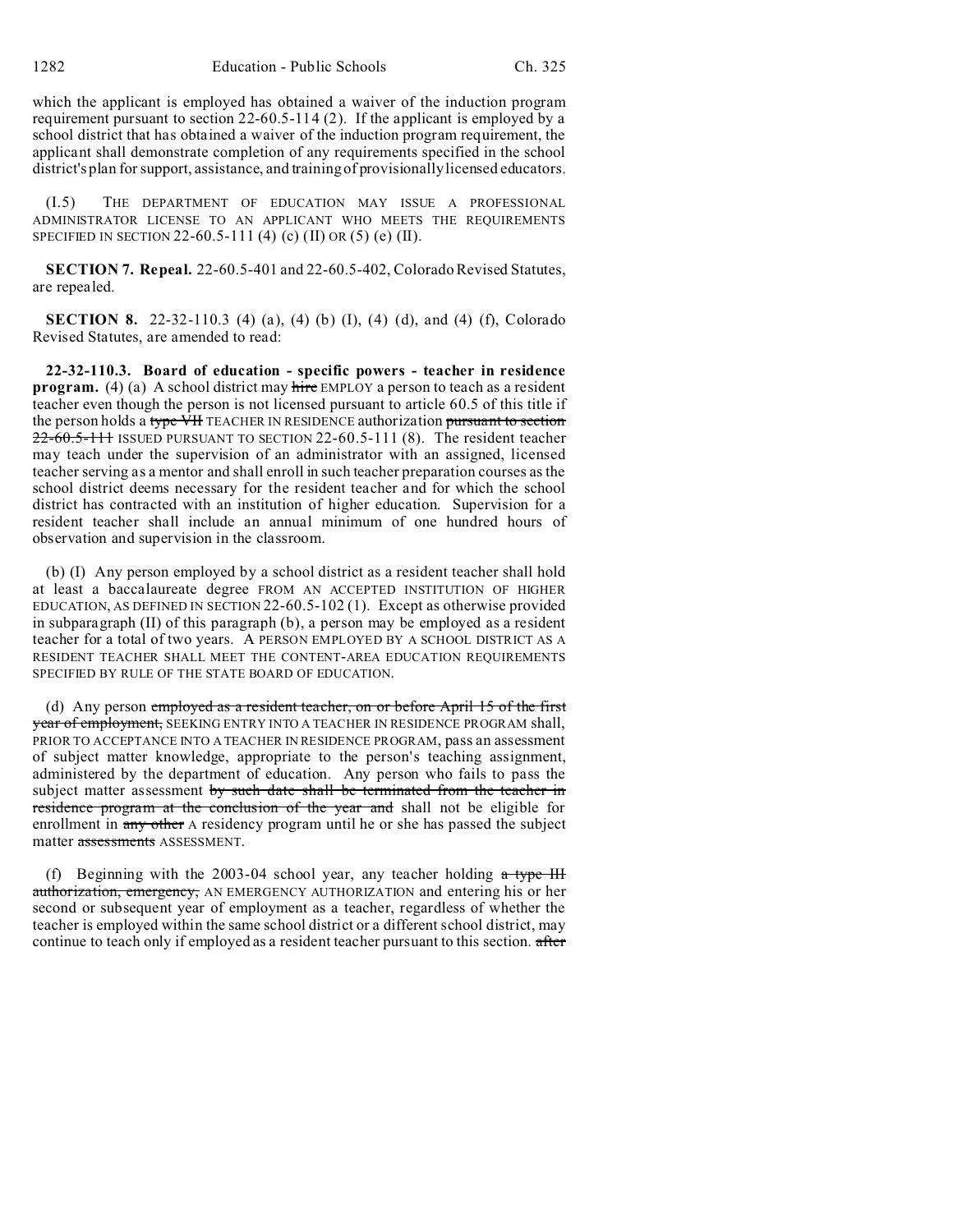which the applicant is employed has obtained a waiver of the induction program requirement pursuant to section 22-60.5-114 (2). If the applicant is employed by a school district that has obtained a waiver of the induction program requirement, the applicant shall demonstrate completion of any requirements specified in the school district's plan for support, assistance, and training of provisionally licensed educators.

(I.5) THE DEPARTMENT OF EDUCATION MAY ISSUE A PROFESSIONAL ADMINISTRATOR LICENSE TO AN APPLICANT WHO MEETS THE REQUIREMENTS SPECIFIED IN SECTION 22-60.5-111 (4) (c) (II) OR (5) (e) (II).

**SECTION 7. Repeal.** 22-60.5-401 and 22-60.5-402, Colorado Revised Statutes, are repealed.

**SECTION 8.** 22-32-110.3 (4) (a), (4) (b) (I), (4) (d), and (4) (f), Colorado Revised Statutes, are amended to read:

**22-32-110.3. Board of education - specific powers - teacher in residence program.** (4) (a) A school district may ~~hire~~ EMPLOY a person to teach as a resident teacher even though the person is not licensed pursuant to article 60.5 of this title if the person holds a ~~type VII~~ TEACHER IN RESIDENCE authorization ~~pursuant to section 22-60.5-111~~ ISSUED PURSUANT TO SECTION 22-60.5-111 (8). The resident teacher may teach under the supervision of an administrator with an assigned, licensed teacher serving as a mentor and shall enroll in such teacher preparation courses as the school district deems necessary for the resident teacher and for which the school district has contracted with an institution of higher education. Supervision for a resident teacher shall include an annual minimum of one hundred hours of observation and supervision in the classroom.

(b) (I) Any person employed by a school district as a resident teacher shall hold at least a baccalaureate degree FROM AN ACCEPTED INSTITUTION OF HIGHER EDUCATION, AS DEFINED IN SECTION 22-60.5-102 (1). Except as otherwise provided in subparagraph (II) of this paragraph (b), a person may be employed as a resident teacher for a total of two years. A PERSON EMPLOYED BY A SCHOOL DISTRICT AS A RESIDENT TEACHER SHALL MEET THE CONTENT-AREA EDUCATION REQUIREMENTS SPECIFIED BY RULE OF THE STATE BOARD OF EDUCATION.

(d) Any person ~~employed as a resident teacher, on or before April 15 of the first year of employment,~~ SEEKING ENTRY INTO A TEACHER IN RESIDENCE PROGRAM shall, PRIOR TO ACCEPTANCE INTO A TEACHER IN RESIDENCE PROGRAM, pass an assessment of subject matter knowledge, appropriate to the person's teaching assignment, administered by the department of education. Any person who fails to pass the subject matter assessment ~~by such date shall be terminated from the teacher in residence program at the conclusion of the year and~~ shall not be eligible for enrollment in ~~any other~~ A residency program until he or she has passed the subject matter ~~assessments~~ ASSESSMENT.

(f) Beginning with the 2003-04 school year, any teacher holding ~~a type III authorization, emergency,~~ AN EMERGENCY AUTHORIZATION and entering his or her second or subsequent year of employment as a teacher, regardless of whether the teacher is employed within the same school district or a different school district, may continue to teach only if employed as a resident teacher pursuant to this section. ~~after~~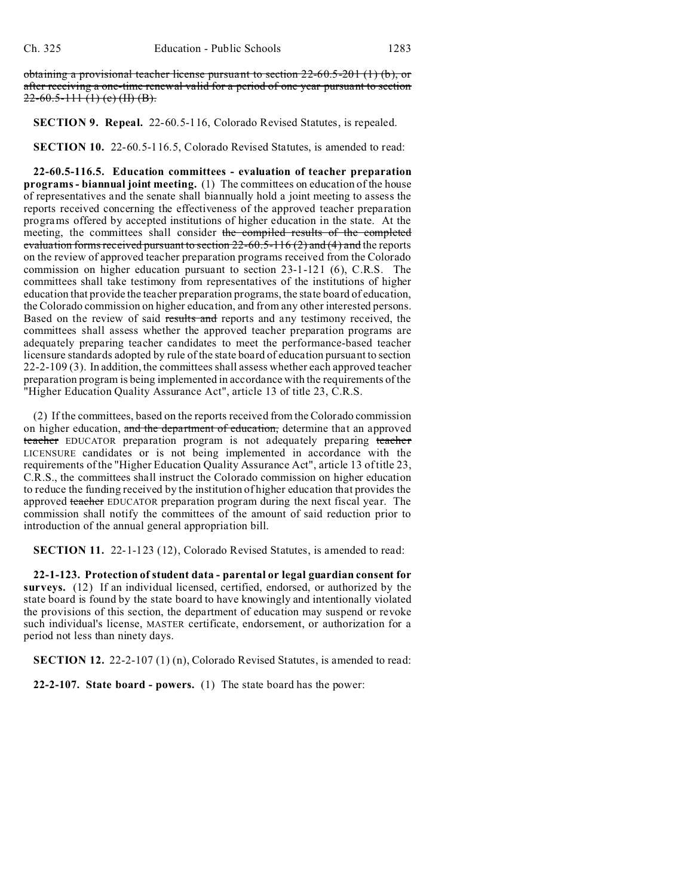~~obtaining a provisional teacher license pursuant to section 22-60.5-201 (1) (b), or after receiving a one-time renewal valid for a period of one year pursuant to section 22-60.5-111 (1) (c) (II) (B).~~

**SECTION 9. Repeal.** 22-60.5-116, Colorado Revised Statutes, is repealed.

**SECTION 10.** 22-60.5-116.5, Colorado Revised Statutes, is amended to read:

**22-60.5-116.5. Education committees - evaluation of teacher preparation programs - biannual joint meeting.** (1) The committees on education of the house of representatives and the senate shall biannually hold a joint meeting to assess the reports received concerning the effectiveness of the approved teacher preparation programs offered by accepted institutions of higher education in the state. At the meeting, the committees shall consider ~~the compiled results of the completed evaluation forms received pursuant to section 22-60.5-116 (2) and (4) and~~ the reports on the review of approved teacher preparation programs received from the Colorado commission on higher education pursuant to section 23-1-121 (6), C.R.S. The committees shall take testimony from representatives of the institutions of higher education that provide the teacher preparation programs, the state board of education, the Colorado commission on higher education, and from any other interested persons. Based on the review of said ~~results and~~ reports and any testimony received, the committees shall assess whether the approved teacher preparation programs are adequately preparing teacher candidates to meet the performance-based teacher licensure standards adopted by rule of the state board of education pursuant to section 22-2-109 (3). In addition, the committees shall assess whether each approved teacher preparation program is being implemented in accordance with the requirements of the "Higher Education Quality Assurance Act", article 13 of title 23, C.R.S.

(2) If the committees, based on the reports received from the Colorado commission on higher education, ~~and the department of education,~~ determine that an approved ~~teacher~~ EDUCATOR preparation program is not adequately preparing ~~teacher~~ LICENSURE candidates or is not being implemented in accordance with the requirements of the "Higher Education Quality Assurance Act", article 13 of title 23, C.R.S., the committees shall instruct the Colorado commission on higher education to reduce the funding received by the institution of higher education that provides the approved ~~teacher~~ EDUCATOR preparation program during the next fiscal year. The commission shall notify the committees of the amount of said reduction prior to introduction of the annual general appropriation bill.

**SECTION 11.** 22-1-123 (12), Colorado Revised Statutes, is amended to read:

**22-1-123. Protection of student data - parental or legal guardian consent for surveys.** (12) If an individual licensed, certified, endorsed, or authorized by the state board is found by the state board to have knowingly and intentionally violated the provisions of this section, the department of education may suspend or revoke such individual's license, MASTER certificate, endorsement, or authorization for a period not less than ninety days.

**SECTION 12.** 22-2-107 (1) (n), Colorado Revised Statutes, is amended to read:

**22-2-107. State board - powers.** (1) The state board has the power: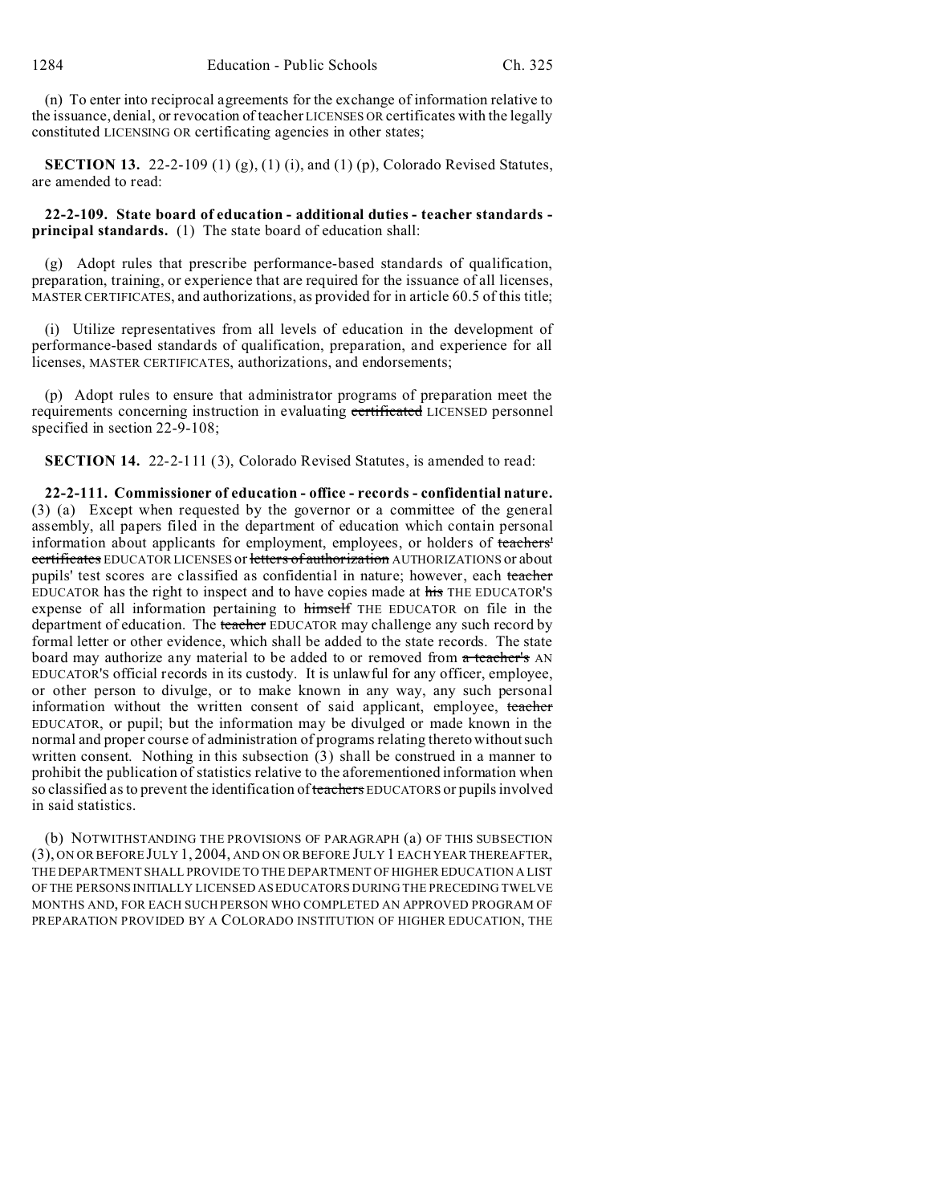(n) To enter into reciprocal agreements for the exchange of information relative to the issuance, denial, or revocation of teacher LICENSES OR certificates with the legally constituted LICENSING OR certificating agencies in other states;

**SECTION 13.** 22-2-109 (1) (g), (1) (i), and (1) (p), Colorado Revised Statutes, are amended to read:

**22-2-109. State board of education - additional duties - teacher standards - principal standards.** (1) The state board of education shall:

(g) Adopt rules that prescribe performance-based standards of qualification, preparation, training, or experience that are required for the issuance of all licenses, MASTER CERTIFICATES, and authorizations, as provided for in article 60.5 of this title;

(i) Utilize representatives from all levels of education in the development of performance-based standards of qualification, preparation, and experience for all licenses, MASTER CERTIFICATES, authorizations, and endorsements;

(p) Adopt rules to ensure that administrator programs of preparation meet the requirements concerning instruction in evaluating ~~certificated~~ LICENSED personnel specified in section 22-9-108;

**SECTION 14.** 22-2-111 (3), Colorado Revised Statutes, is amended to read:

**22-2-111. Commissioner of education - office - records - confidential nature.** (3) (a) Except when requested by the governor or a committee of the general assembly, all papers filed in the department of education which contain personal information about applicants for employment, employees, or holders of ~~teachers' certificates~~ EDUCATOR LICENSES or ~~letters of authorization~~ AUTHORIZATIONS or about pupils' test scores are classified as confidential in nature; however, each ~~teacher~~ EDUCATOR has the right to inspect and to have copies made at ~~his~~ THE EDUCATOR'S expense of all information pertaining to ~~himself~~ THE EDUCATOR on file in the department of education. The ~~teacher~~ EDUCATOR may challenge any such record by formal letter or other evidence, which shall be added to the state records. The state board may authorize any material to be added to or removed from ~~a teacher's~~ AN EDUCATOR'S official records in its custody. It is unlawful for any officer, employee, or other person to divulge, or to make known in any way, any such personal information without the written consent of said applicant, employee, ~~teacher~~ EDUCATOR, or pupil; but the information may be divulged or made known in the normal and proper course of administration of programs relating thereto without such written consent. Nothing in this subsection (3) shall be construed in a manner to prohibit the publication of statistics relative to the aforementioned information when so classified as to prevent the identification of ~~teachers~~ EDUCATORS or pupils involved in said statistics.

(b) NOTWITHSTANDING THE PROVISIONS OF PARAGRAPH (a) OF THIS SUBSECTION (3), ON OR BEFORE JULY 1, 2004, AND ON OR BEFORE JULY 1 EACH YEAR THEREAFTER, THE DEPARTMENT SHALL PROVIDE TO THE DEPARTMENT OF HIGHER EDUCATION A LIST OF THE PERSONS INITIALLY LICENSED AS EDUCATORS DURING THE PRECEDING TWELVE MONTHS AND, FOR EACH SUCH PERSON WHO COMPLETED AN APPROVED PROGRAM OF PREPARATION PROVIDED BY A COLORADO INSTITUTION OF HIGHER EDUCATION, THE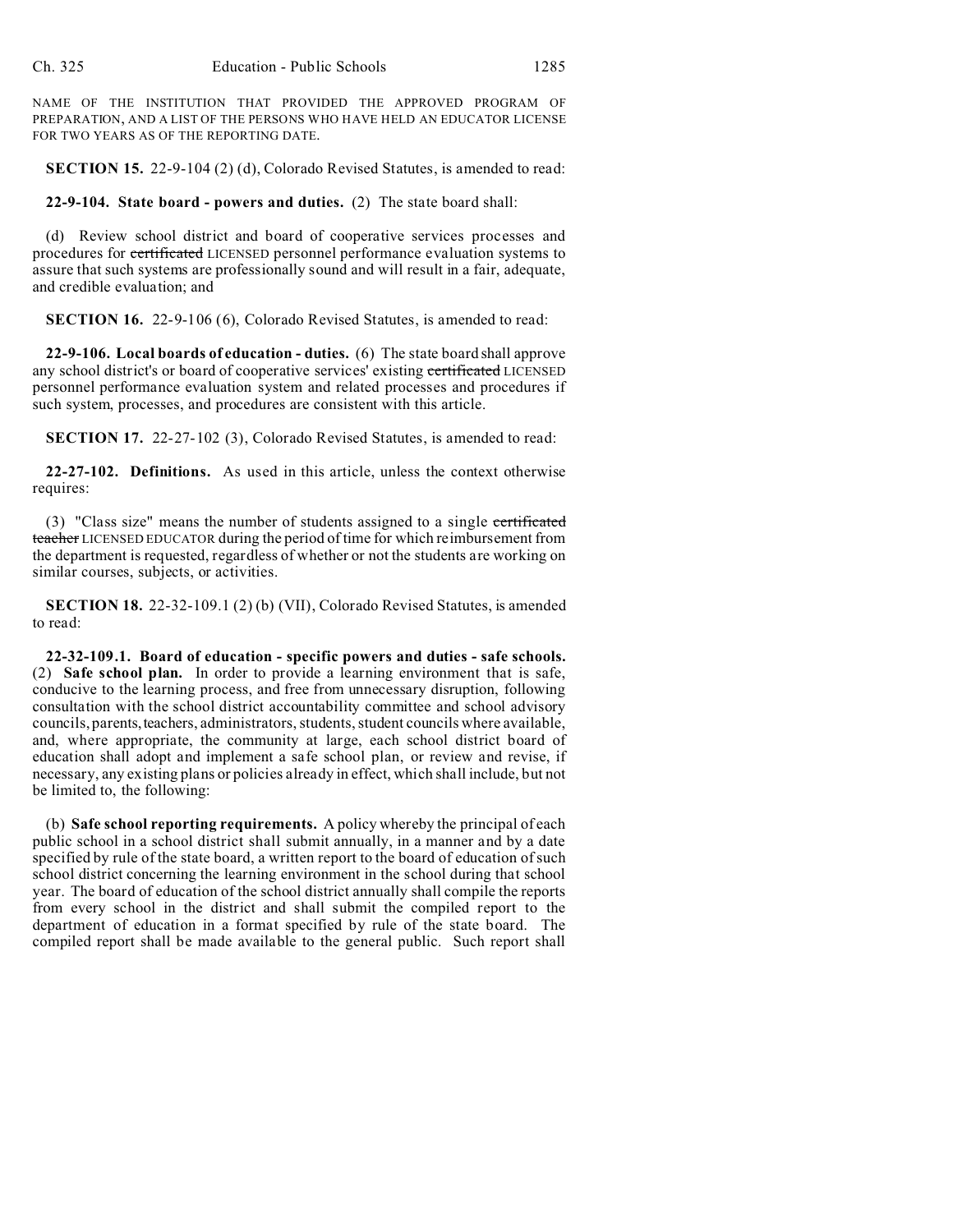NAME OF THE INSTITUTION THAT PROVIDED THE APPROVED PROGRAM OF PREPARATION, AND A LIST OF THE PERSONS WHO HAVE HELD AN EDUCATOR LICENSE FOR TWO YEARS AS OF THE REPORTING DATE.

**SECTION 15.** 22-9-104 (2) (d), Colorado Revised Statutes, is amended to read:

**22-9-104. State board - powers and duties.** (2) The state board shall:

(d) Review school district and board of cooperative services processes and procedures for ~~certificated~~ LICENSED personnel performance evaluation systems to assure that such systems are professionally sound and will result in a fair, adequate, and credible evaluation; and

**SECTION 16.** 22-9-106 (6), Colorado Revised Statutes, is amended to read:

**22-9-106. Local boards of education - duties.** (6) The state board shall approve any school district's or board of cooperative services' existing ~~certificated~~ LICENSED personnel performance evaluation system and related processes and procedures if such system, processes, and procedures are consistent with this article.

**SECTION 17.** 22-27-102 (3), Colorado Revised Statutes, is amended to read:

**22-27-102. Definitions.** As used in this article, unless the context otherwise requires:

(3) "Class size" means the number of students assigned to a single ~~certificated teacher~~ LICENSED EDUCATOR during the period of time for which reimbursement from the department is requested, regardless of whether or not the students are working on similar courses, subjects, or activities.

**SECTION 18.** 22-32-109.1 (2) (b) (VII), Colorado Revised Statutes, is amended to read:

**22-32-109.1. Board of education - specific powers and duties - safe schools.** (2) **Safe school plan.** In order to provide a learning environment that is safe, conducive to the learning process, and free from unnecessary disruption, following consultation with the school district accountability committee and school advisory councils, parents, teachers, administrators, students, student councils where available, and, where appropriate, the community at large, each school district board of education shall adopt and implement a safe school plan, or review and revise, if necessary, any existing plans or policies already in effect, which shall include, but not be limited to, the following:

(b) **Safe school reporting requirements.** A policy whereby the principal of each public school in a school district shall submit annually, in a manner and by a date specified by rule of the state board, a written report to the board of education of such school district concerning the learning environment in the school during that school year. The board of education of the school district annually shall compile the reports from every school in the district and shall submit the compiled report to the department of education in a format specified by rule of the state board. The compiled report shall be made available to the general public. Such report shall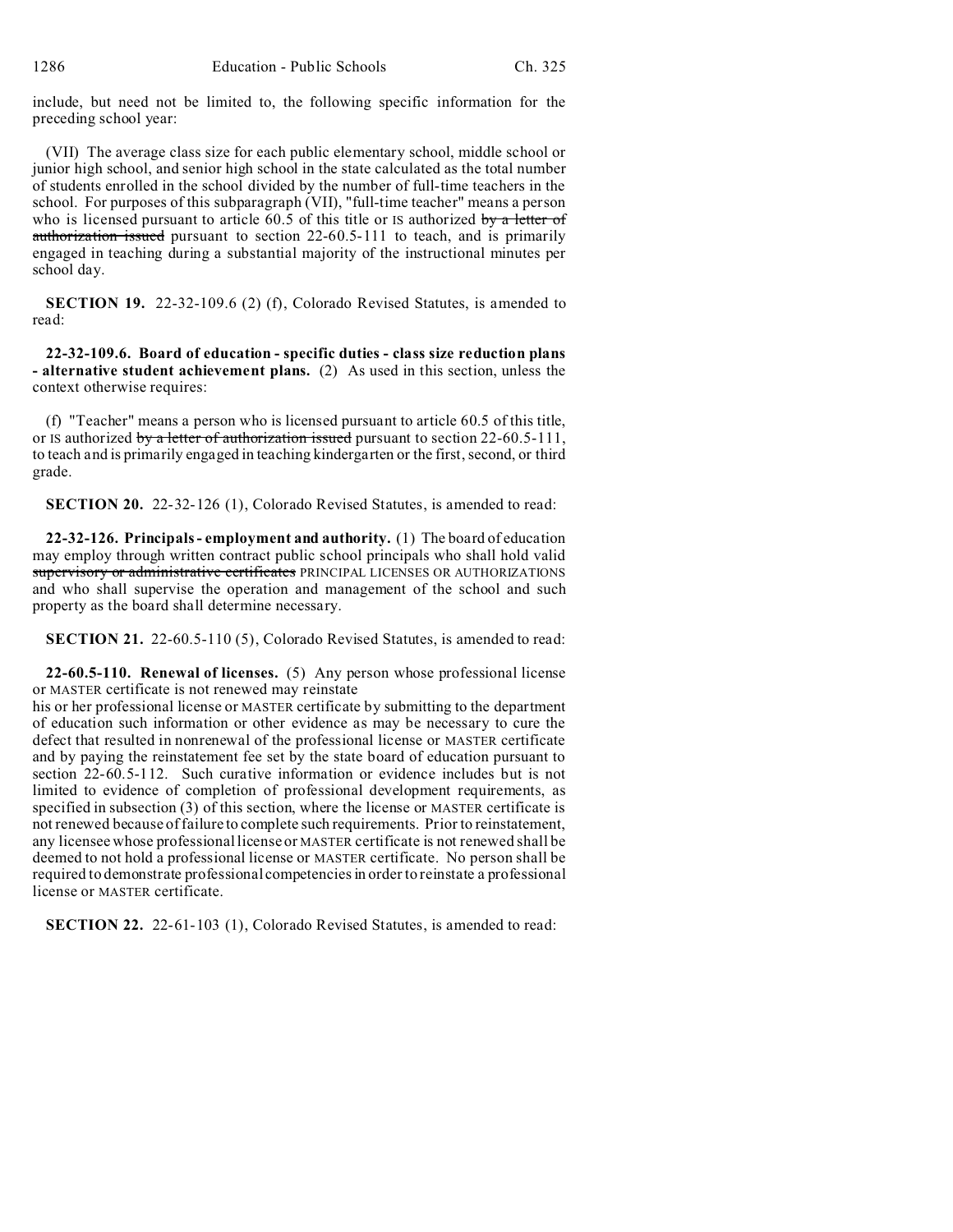include, but need not be limited to, the following specific information for the preceding school year:

(VII) The average class size for each public elementary school, middle school or junior high school, and senior high school in the state calculated as the total number of students enrolled in the school divided by the number of full-time teachers in the school. For purposes of this subparagraph (VII), "full-time teacher" means a person who is licensed pursuant to article 60.5 of this title or IS authorized ~~by a letter of authorization issued~~ pursuant to section 22-60.5-111 to teach, and is primarily engaged in teaching during a substantial majority of the instructional minutes per school day.

**SECTION 19.** 22-32-109.6 (2) (f), Colorado Revised Statutes, is amended to read:

**22-32-109.6. Board of education - specific duties - class size reduction plans - alternative student achievement plans.** (2) As used in this section, unless the context otherwise requires:

(f) "Teacher" means a person who is licensed pursuant to article 60.5 of this title, or IS authorized ~~by a letter of authorization issued~~ pursuant to section 22-60.5-111, to teach and is primarily engaged in teaching kindergarten or the first, second, or third grade.

**SECTION 20.** 22-32-126 (1), Colorado Revised Statutes, is amended to read:

**22-32-126. Principals - employment and authority.** (1) The board of education may employ through written contract public school principals who shall hold valid ~~supervisory or administrative certificates~~ PRINCIPAL LICENSES OR AUTHORIZATIONS and who shall supervise the operation and management of the school and such property as the board shall determine necessary.

**SECTION 21.** 22-60.5-110 (5), Colorado Revised Statutes, is amended to read:

**22-60.5-110. Renewal of licenses.** (5) Any person whose professional license or MASTER certificate is not renewed may reinstate his or her professional license or MASTER certificate by submitting to the department of education such information or other evidence as may be necessary to cure the defect that resulted in nonrenewal of the professional license or MASTER certificate and by paying the reinstatement fee set by the state board of education pursuant to section 22-60.5-112. Such curative information or evidence includes but is not limited to evidence of completion of professional development requirements, as specified in subsection (3) of this section, where the license or MASTER certificate is not renewed because of failure to complete such requirements. Prior to reinstatement, any licensee whose professional license or MASTER certificate is not renewed shall be deemed to not hold a professional license or MASTER certificate. No person shall be required to demonstrate professional competencies in order to reinstate a professional license or MASTER certificate.

**SECTION 22.** 22-61-103 (1), Colorado Revised Statutes, is amended to read: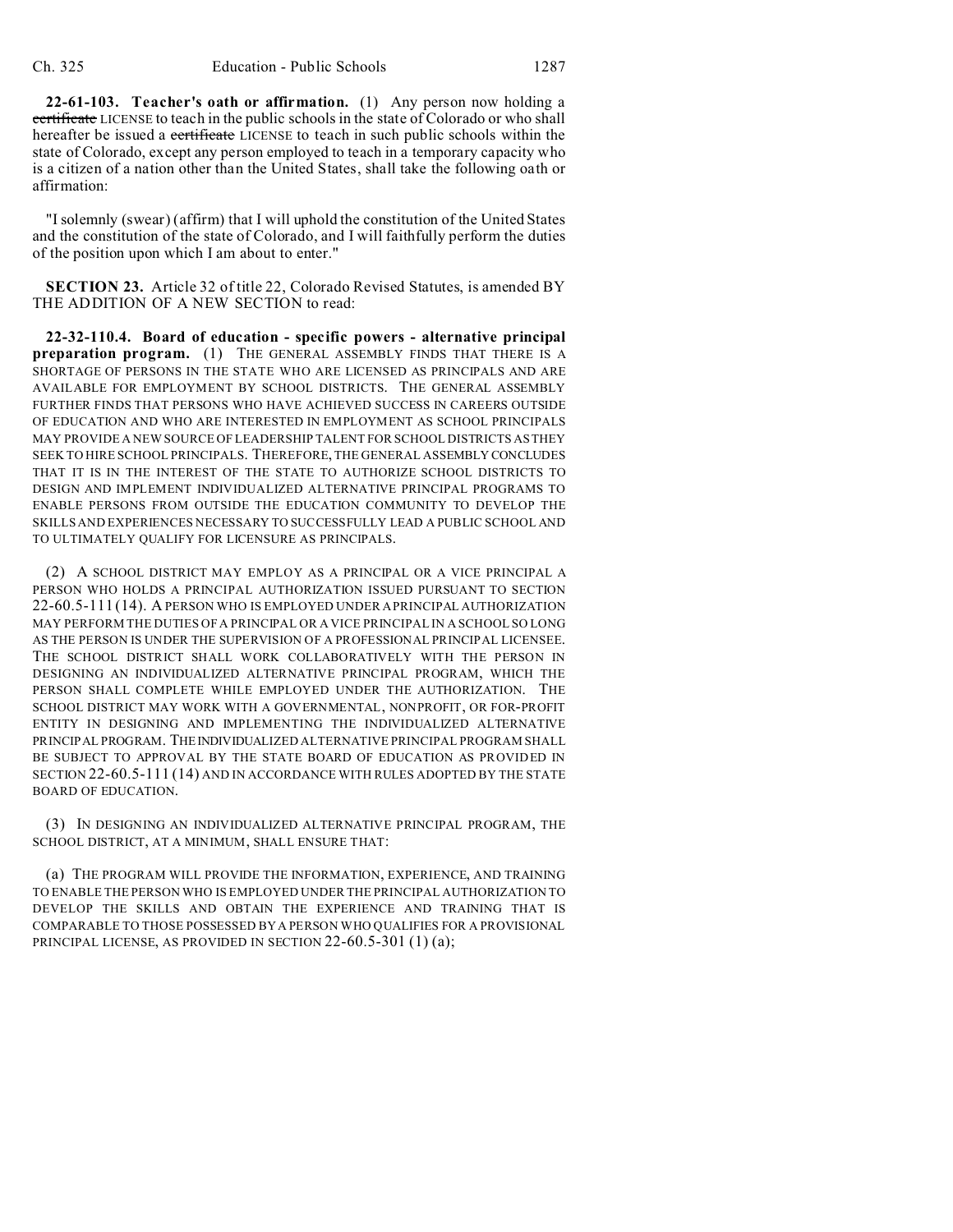**22-61-103. Teacher's oath or affirmation.** (1) Any person now holding a ~~certificate~~ LICENSE to teach in the public schools in the state of Colorado or who shall hereafter be issued a ~~certificate~~ LICENSE to teach in such public schools within the state of Colorado, except any person employed to teach in a temporary capacity who is a citizen of a nation other than the United States, shall take the following oath or affirmation:

"I solemnly (swear) (affirm) that I will uphold the constitution of the United States and the constitution of the state of Colorado, and I will faithfully perform the duties of the position upon which I am about to enter."

**SECTION 23.** Article 32 of title 22, Colorado Revised Statutes, is amended BY THE ADDITION OF A NEW SECTION to read:

**22-32-110.4. Board of education - specific powers - alternative principal preparation program.** (1) THE GENERAL ASSEMBLY FINDS THAT THERE IS A SHORTAGE OF PERSONS IN THE STATE WHO ARE LICENSED AS PRINCIPALS AND ARE AVAILABLE FOR EMPLOYMENT BY SCHOOL DISTRICTS. THE GENERAL ASSEMBLY FURTHER FINDS THAT PERSONS WHO HAVE ACHIEVED SUCCESS IN CAREERS OUTSIDE OF EDUCATION AND WHO ARE INTERESTED IN EMPLOYMENT AS SCHOOL PRINCIPALS MAY PROVIDE A NEW SOURCE OF LEADERSHIP TALENT FOR SCHOOL DISTRICTS AS THEY SEEK TO HIRE SCHOOL PRINCIPALS. THEREFORE, THE GENERAL ASSEMBLY CONCLUDES THAT IT IS IN THE INTEREST OF THE STATE TO AUTHORIZE SCHOOL DISTRICTS TO DESIGN AND IMPLEMENT INDIVIDUALIZED ALTERNATIVE PRINCIPAL PROGRAMS TO ENABLE PERSONS FROM OUTSIDE THE EDUCATION COMMUNITY TO DEVELOP THE SKILLS AND EXPERIENCES NECESSARY TO SUCCESSFULLY LEAD A PUBLIC SCHOOL AND TO ULTIMATELY QUALIFY FOR LICENSURE AS PRINCIPALS.

(2) A SCHOOL DISTRICT MAY EMPLOY AS A PRINCIPAL OR A VICE PRINCIPAL A PERSON WHO HOLDS A PRINCIPAL AUTHORIZATION ISSUED PURSUANT TO SECTION 22-60.5-111 (14). A PERSON WHO IS EMPLOYED UNDER A PRINCIPAL AUTHORIZATION MAY PERFORM THE DUTIES OF A PRINCIPAL OR A VICE PRINCIPAL IN A SCHOOL SO LONG AS THE PERSON IS UNDER THE SUPERVISION OF A PROFESSIONAL PRINCIPAL LICENSEE. THE SCHOOL DISTRICT SHALL WORK COLLABORATIVELY WITH THE PERSON IN DESIGNING AN INDIVIDUALIZED ALTERNATIVE PRINCIPAL PROGRAM, WHICH THE PERSON SHALL COMPLETE WHILE EMPLOYED UNDER THE AUTHORIZATION. THE SCHOOL DISTRICT MAY WORK WITH A GOVERNMENTAL, NONPROFIT, OR FOR-PROFIT ENTITY IN DESIGNING AND IMPLEMENTING THE INDIVIDUALIZED ALTERNATIVE PRINCIPAL PROGRAM. THE INDIVIDUALIZED ALTERNATIVE PRINCIPAL PROGRAM SHALL BE SUBJECT TO APPROVAL BY THE STATE BOARD OF EDUCATION AS PROVIDED IN SECTION 22-60.5-111 (14) AND IN ACCORDANCE WITH RULES ADOPTED BY THE STATE BOARD OF EDUCATION.

(3) IN DESIGNING AN INDIVIDUALIZED ALTERNATIVE PRINCIPAL PROGRAM, THE SCHOOL DISTRICT, AT A MINIMUM, SHALL ENSURE THAT:

(a) THE PROGRAM WILL PROVIDE THE INFORMATION, EXPERIENCE, AND TRAINING TO ENABLE THE PERSON WHO IS EMPLOYED UNDER THE PRINCIPAL AUTHORIZATION TO DEVELOP THE SKILLS AND OBTAIN THE EXPERIENCE AND TRAINING THAT IS COMPARABLE TO THOSE POSSESSED BY A PERSON WHO QUALIFIES FOR A PROVISIONAL PRINCIPAL LICENSE, AS PROVIDED IN SECTION 22-60.5-301 (1) (a);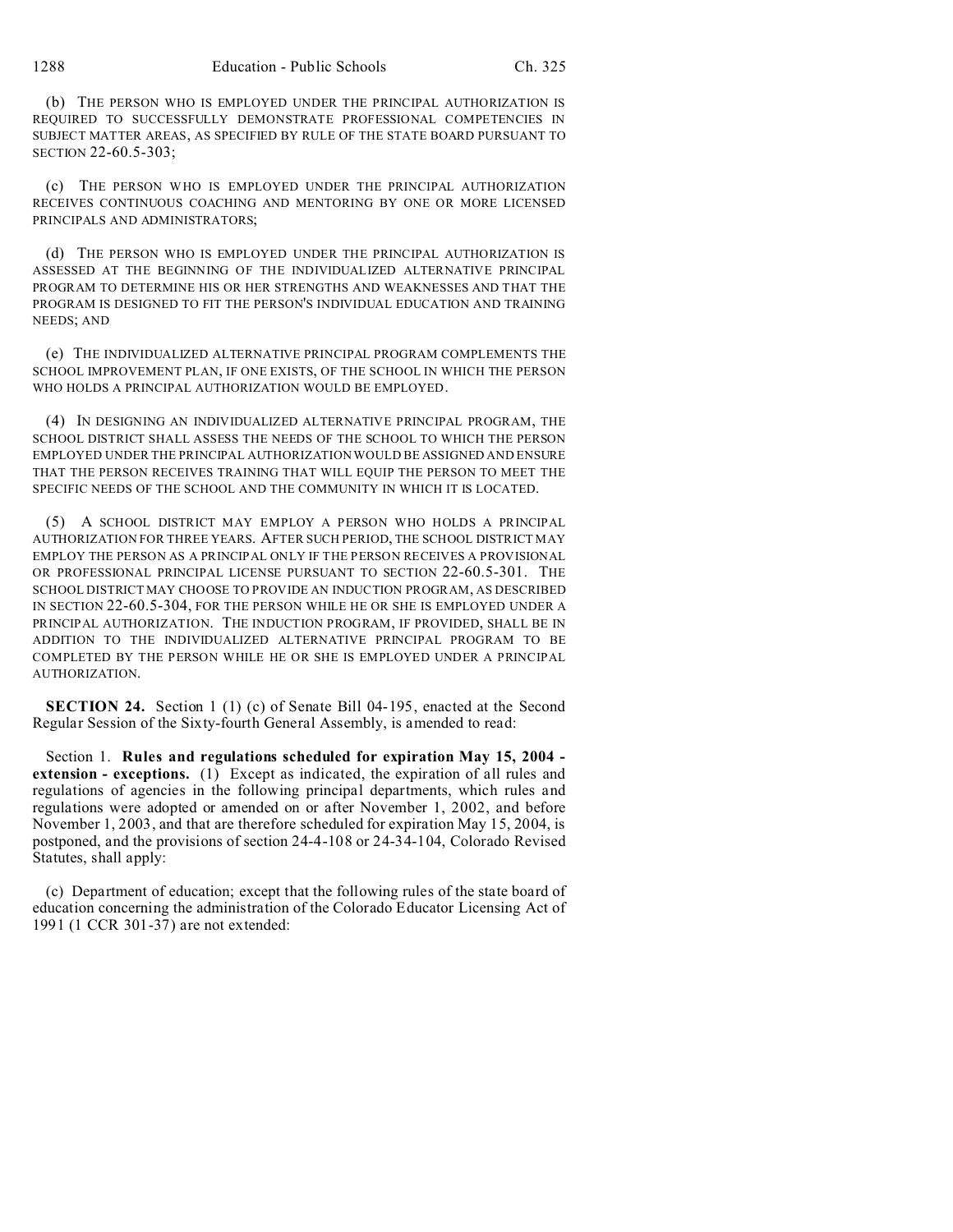(b) THE PERSON WHO IS EMPLOYED UNDER THE PRINCIPAL AUTHORIZATION IS REQUIRED TO SUCCESSFULLY DEMONSTRATE PROFESSIONAL COMPETENCIES IN SUBJECT MATTER AREAS, AS SPECIFIED BY RULE OF THE STATE BOARD PURSUANT TO SECTION 22-60.5-303;

(c) THE PERSON WHO IS EMPLOYED UNDER THE PRINCIPAL AUTHORIZATION RECEIVES CONTINUOUS COACHING AND MENTORING BY ONE OR MORE LICENSED PRINCIPALS AND ADMINISTRATORS;

(d) THE PERSON WHO IS EMPLOYED UNDER THE PRINCIPAL AUTHORIZATION IS ASSESSED AT THE BEGINNING OF THE INDIVIDUALIZED ALTERNATIVE PRINCIPAL PROGRAM TO DETERMINE HIS OR HER STRENGTHS AND WEAKNESSES AND THAT THE PROGRAM IS DESIGNED TO FIT THE PERSON'S INDIVIDUAL EDUCATION AND TRAINING NEEDS; AND

(e) THE INDIVIDUALIZED ALTERNATIVE PRINCIPAL PROGRAM COMPLEMENTS THE SCHOOL IMPROVEMENT PLAN, IF ONE EXISTS, OF THE SCHOOL IN WHICH THE PERSON WHO HOLDS A PRINCIPAL AUTHORIZATION WOULD BE EMPLOYED.

(4) IN DESIGNING AN INDIVIDUALIZED ALTERNATIVE PRINCIPAL PROGRAM, THE SCHOOL DISTRICT SHALL ASSESS THE NEEDS OF THE SCHOOL TO WHICH THE PERSON EMPLOYED UNDER THE PRINCIPAL AUTHORIZATION WOULD BE ASSIGNED AND ENSURE THAT THE PERSON RECEIVES TRAINING THAT WILL EQUIP THE PERSON TO MEET THE SPECIFIC NEEDS OF THE SCHOOL AND THE COMMUNITY IN WHICH IT IS LOCATED.

(5) A SCHOOL DISTRICT MAY EMPLOY A PERSON WHO HOLDS A PRINCIPAL AUTHORIZATION FOR THREE YEARS. AFTER SUCH PERIOD, THE SCHOOL DISTRICT MAY EMPLOY THE PERSON AS A PRINCIPAL ONLY IF THE PERSON RECEIVES A PROVISIONAL OR PROFESSIONAL PRINCIPAL LICENSE PURSUANT TO SECTION 22-60.5-301. THE SCHOOL DISTRICT MAY CHOOSE TO PROVIDE AN INDUCTION PROGRAM, AS DESCRIBED IN SECTION 22-60.5-304, FOR THE PERSON WHILE HE OR SHE IS EMPLOYED UNDER A PRINCIPAL AUTHORIZATION. THE INDUCTION PROGRAM, IF PROVIDED, SHALL BE IN ADDITION TO THE INDIVIDUALIZED ALTERNATIVE PRINCIPAL PROGRAM TO BE COMPLETED BY THE PERSON WHILE HE OR SHE IS EMPLOYED UNDER A PRINCIPAL AUTHORIZATION.

**SECTION 24.** Section 1 (1) (c) of Senate Bill 04-195, enacted at the Second Regular Session of the Sixty-fourth General Assembly, is amended to read:

Section 1. **Rules and regulations scheduled for expiration May 15, 2004 - extension - exceptions.** (1) Except as indicated, the expiration of all rules and regulations of agencies in the following principal departments, which rules and regulations were adopted or amended on or after November 1, 2002, and before November 1, 2003, and that are therefore scheduled for expiration May 15, 2004, is postponed, and the provisions of section 24-4-108 or 24-34-104, Colorado Revised Statutes, shall apply:

(c) Department of education; except that the following rules of the state board of education concerning the administration of the Colorado Educator Licensing Act of 1991 (1 CCR 301-37) are not extended: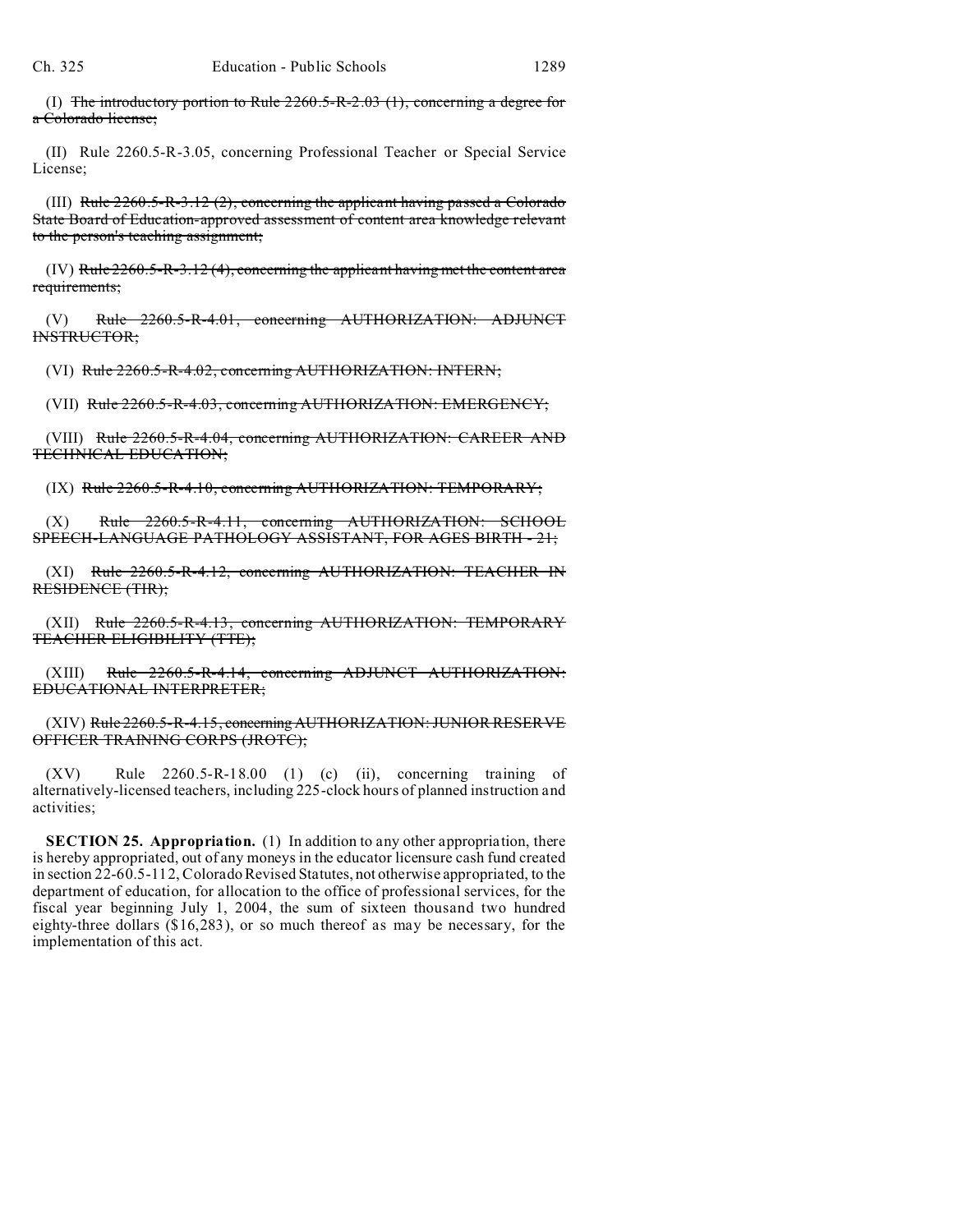(I) ~~The introductory portion to Rule 2260.5-R-2.03 (1), concerning a degree for a Colorado license;~~

(II) Rule 2260.5-R-3.05, concerning Professional Teacher or Special Service License;

(III) ~~Rule 2260.5-R-3.12 (2), concerning the applicant having passed a Colorado State Board of Education-approved assessment of content area knowledge relevant to the person's teaching assignment;~~

(IV) ~~Rule 2260.5-R-3.12 (4), concerning the applicant having met the content area requirements;~~

(V) ~~Rule 2260.5-R-4.01, concerning AUTHORIZATION: ADJUNCT INSTRUCTOR;~~

(VI) ~~Rule 2260.5-R-4.02, concerning AUTHORIZATION: INTERN;~~

(VII) ~~Rule 2260.5-R-4.03, concerning AUTHORIZATION: EMERGENCY;~~

(VIII) ~~Rule 2260.5-R-4.04, concerning AUTHORIZATION: CAREER AND TECHNICAL EDUCATION;~~

(IX) ~~Rule 2260.5-R-4.10, concerning AUTHORIZATION: TEMPORARY;~~

(X) ~~Rule 2260.5-R-4.11, concerning AUTHORIZATION: SCHOOL SPEECH-LANGUAGE PATHOLOGY ASSISTANT, FOR AGES BIRTH - 21;~~

(XI) ~~Rule 2260.5-R-4.12, concerning AUTHORIZATION: TEACHER IN RESIDENCE (TIR);~~

(XII) ~~Rule 2260.5-R-4.13, concerning AUTHORIZATION: TEMPORARY TEACHER ELIGIBILITY (TTE);~~

(XIII) ~~Rule 2260.5-R-4.14, concerning ADJUNCT AUTHORIZATION: EDUCATIONAL INTERPRETER;~~

(XIV) ~~Rule 2260.5-R-4.15, concerning AUTHORIZATION: JUNIOR RESERVE OFFICER TRAINING CORPS (JROTC);~~

(XV) Rule 2260.5-R-18.00 (1) (c) (ii), concerning training of alternatively-licensed teachers, including 225-clock hours of planned instruction and activities;

**SECTION 25. Appropriation.** (1) In addition to any other appropriation, there is hereby appropriated, out of any moneys in the educator licensure cash fund created in section 22-60.5-112, Colorado Revised Statutes, not otherwise appropriated, to the department of education, for allocation to the office of professional services, for the fiscal year beginning July 1, 2004, the sum of sixteen thousand two hundred eighty-three dollars ($16,283), or so much thereof as may be necessary, for the implementation of this act.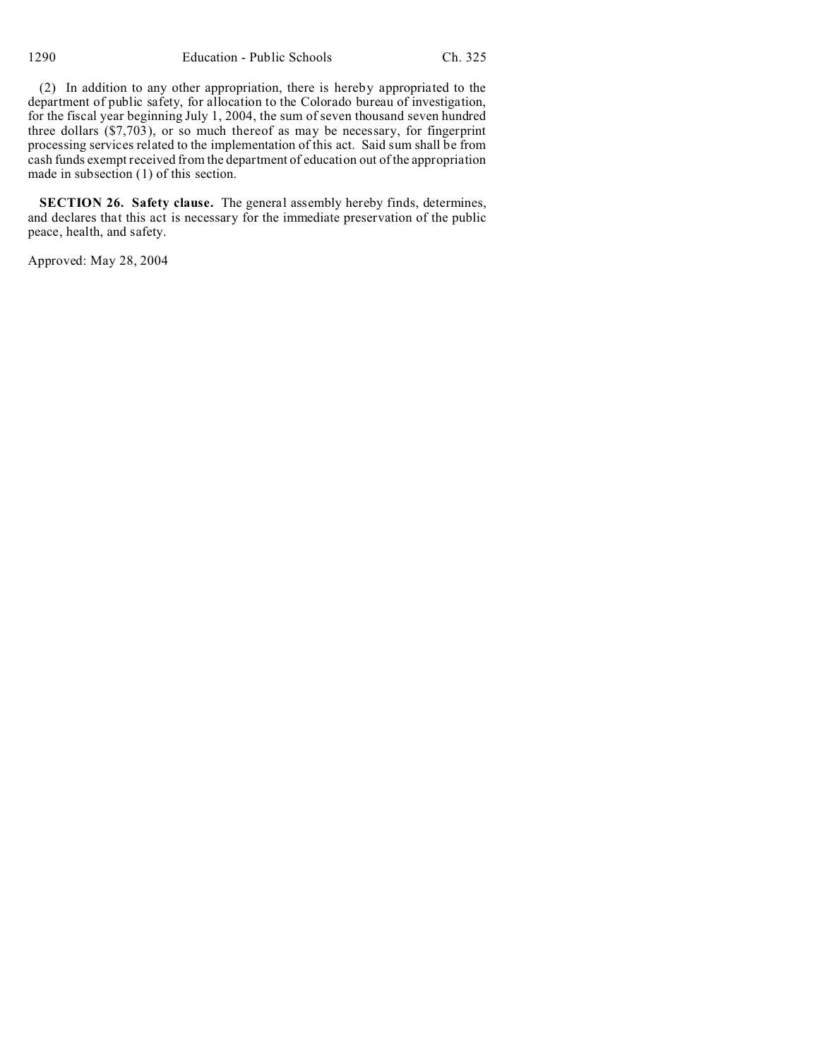(2) In addition to any other appropriation, there is hereby appropriated to the department of public safety, for allocation to the Colorado bureau of investigation, for the fiscal year beginning July 1, 2004, the sum of seven thousand seven hundred three dollars ($7,703), or so much thereof as may be necessary, for fingerprint processing services related to the implementation of this act. Said sum shall be from cash funds exempt received from the department of education out of the appropriation made in subsection (1) of this section.

**SECTION 26. Safety clause.** The general assembly hereby finds, determines, and declares that this act is necessary for the immediate preservation of the public peace, health, and safety.

Approved: May 28, 2004